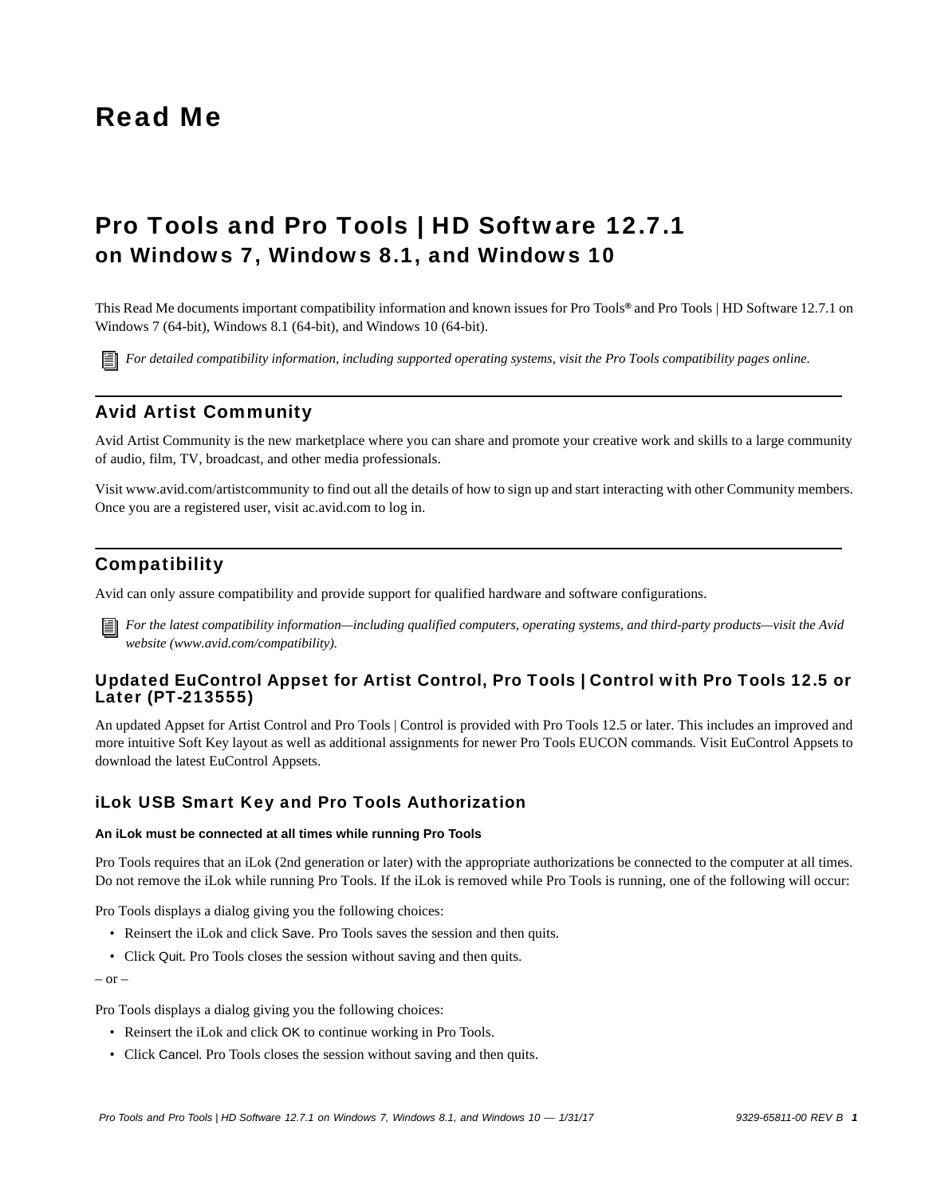# Read Me

## Pro Tools and Pro Tools | HD Software 12.7.1 on Windows 7, Windows 8.1, and Windows 10

This Read Me documents important compatibility information and known issues for Pro Tools® and Pro Tools | HD Software 12.7.1 on Windows 7 (64-bit), Windows 8.1 (64-bit), and Windows 10 (64-bit).

*For detailed compatibility information, including supported operating systems, visit the Pro Tools compatibility pages online.*

## Avid Artist Community

Avid Artist Community is the new marketplace where you can share and promote your creative work and skills to a large community of audio, film, TV, broadcast, and other media professionals.

Visit www.avid.com/artistcommunity to find out all the details of how to sign up and start interacting with other Community members. Once you are a registered user, visit ac.avid.com to log in.

## Compatibility

Avid can only assure compatibility and provide support for qualified hardware and software configurations.

*For the latest compatibility information—including qualified computers, operating systems, and third-party products—visit the Avid website (www.avid.com/compatibility).*

### Updated EuControl Appset for Artist Control, Pro Tools | Control with Pro Tools 12.5 or Later (PT-213555)

An updated Appset for Artist Control and Pro Tools | Control is provided with Pro Tools 12.5 or later. This includes an improved and more intuitive Soft Key layout as well as additional assignments for newer Pro Tools EUCON commands. Visit EuControl Appsets to download the latest EuControl Appsets.

### iLok USB Smart Key and Pro Tools Authorization

**An iLok must be connected at all times while running Pro Tools**

Pro Tools requires that an iLok (2nd generation or later) with the appropriate authorizations be connected to the computer at all times. Do not remove the iLok while running Pro Tools. If the iLok is removed while Pro Tools is running, one of the following will occur:

Pro Tools displays a dialog giving you the following choices:

- Reinsert the iLok and click Save. Pro Tools saves the session and then quits.
- Click Quit. Pro Tools closes the session without saving and then quits.

– or –

Pro Tools displays a dialog giving you the following choices:

- Reinsert the iLok and click OK to continue working in Pro Tools.
- Click Cancel. Pro Tools closes the session without saving and then quits.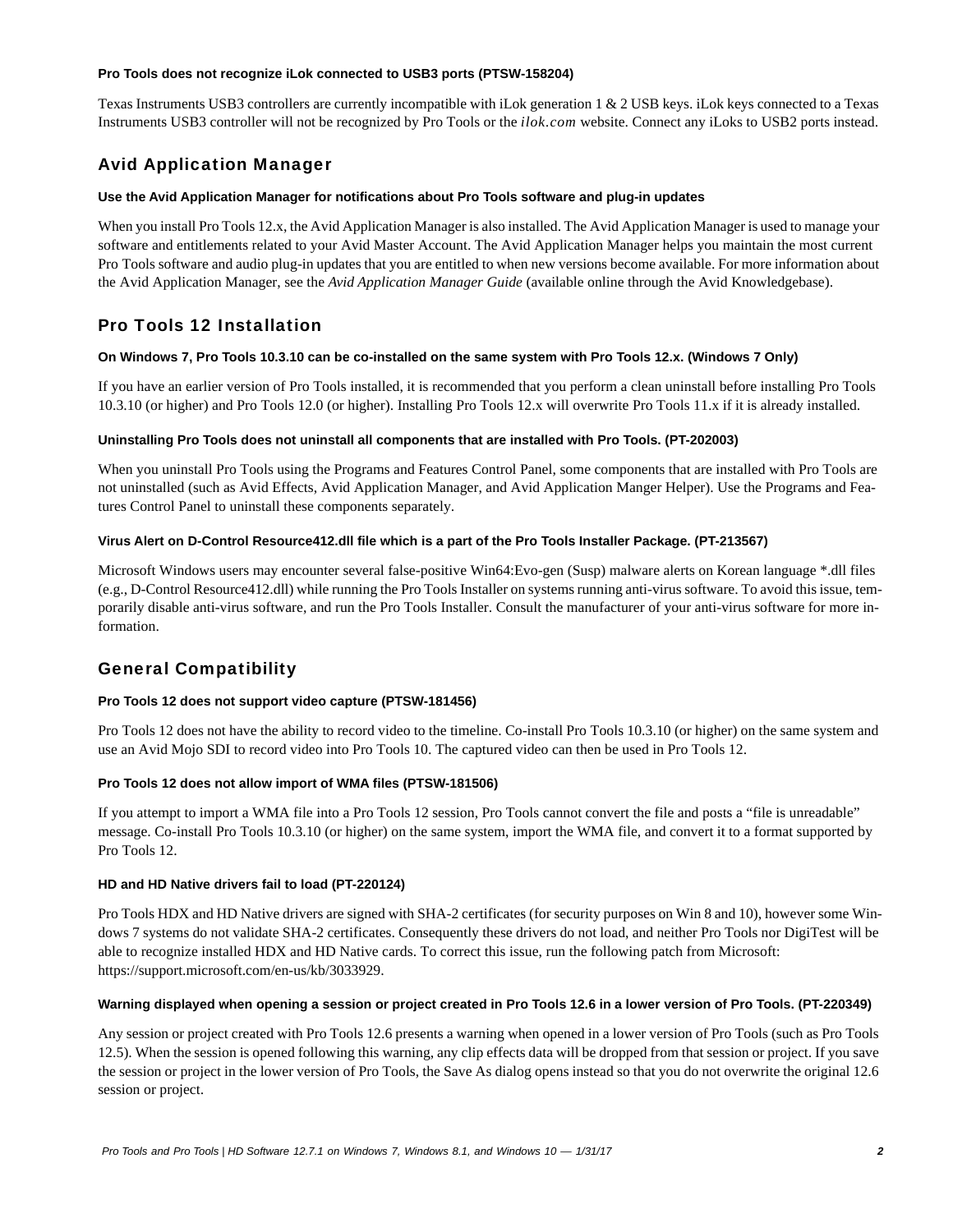#### Pro Tools does not recognize iLok connected to USB3 ports (PTSW-158204)

Texas Instruments USB3 controllers are currently incompatible with iLok generation 1 & 2 USB keys. iLok keys connected to a Texas Instruments USB3 controller will not be recognized by Pro Tools or the *ilok.com* website. Connect any iLoks to USB2 ports instead.

## Avid Application Manager

#### Use the Avid Application Manager for notifications about Pro Tools software and plug-in updates

When you install Pro Tools 12.x, the Avid Application Manager is also installed. The Avid Application Manager is used to manage your software and entitlements related to your Avid Master Account. The Avid Application Manager helps you maintain the most current Pro Tools software and audio plug-in updates that you are entitled to when new versions become available. For more information about the Avid Application Manager, see the *Avid Application Manager Guide* (available online through the Avid Knowledgebase).

## Pro Tools 12 Installation

#### On Windows 7, Pro Tools 10.3.10 can be co-installed on the same system with Pro Tools 12.x. (Windows 7 Only)

If you have an earlier version of Pro Tools installed, it is recommended that you perform a clean uninstall before installing Pro Tools 10.3.10 (or higher) and Pro Tools 12.0 (or higher). Installing Pro Tools 12.x will overwrite Pro Tools 11.x if it is already installed.

#### Uninstalling Pro Tools does not uninstall all components that are installed with Pro Tools. (PT-202003)

When you uninstall Pro Tools using the Programs and Features Control Panel, some components that are installed with Pro Tools are not uninstalled (such as Avid Effects, Avid Application Manager, and Avid Application Manger Helper). Use the Programs and Features Control Panel to uninstall these components separately.

#### Virus Alert on D-Control Resource412.dll file which is a part of the Pro Tools Installer Package. (PT-213567)

Microsoft Windows users may encounter several false-positive Win64:Evo-gen (Susp) malware alerts on Korean language *.dll files (e.g., D-Control Resource412.dll) while running the Pro Tools Installer on systems running anti-virus software. To avoid this issue, temporarily disable anti-virus software, and run the Pro Tools Installer. Consult the manufacturer of your anti-virus software for more information.

## General Compatibility

#### Pro Tools 12 does not support video capture (PTSW-181456)

Pro Tools 12 does not have the ability to record video to the timeline. Co-install Pro Tools 10.3.10 (or higher) on the same system and use an Avid Mojo SDI to record video into Pro Tools 10. The captured video can then be used in Pro Tools 12.

#### Pro Tools 12 does not allow import of WMA files (PTSW-181506)

If you attempt to import a WMA file into a Pro Tools 12 session, Pro Tools cannot convert the file and posts a "file is unreadable" message. Co-install Pro Tools 10.3.10 (or higher) on the same system, import the WMA file, and convert it to a format supported by Pro Tools 12.

#### HD and HD Native drivers fail to load (PT-220124)

Pro Tools HDX and HD Native drivers are signed with SHA-2 certificates (for security purposes on Win 8 and 10), however some Windows 7 systems do not validate SHA-2 certificates. Consequently these drivers do not load, and neither Pro Tools nor DigiTest will be able to recognize installed HDX and HD Native cards. To correct this issue, run the following patch from Microsoft: https://support.microsoft.com/en-us/kb/3033929.

#### Warning displayed when opening a session or project created in Pro Tools 12.6 in a lower version of Pro Tools. (PT-220349)

Any session or project created with Pro Tools 12.6 presents a warning when opened in a lower version of Pro Tools (such as Pro Tools 12.5). When the session is opened following this warning, any clip effects data will be dropped from that session or project. If you save the session or project in the lower version of Pro Tools, the Save As dialog opens instead so that you do not overwrite the original 12.6 session or project.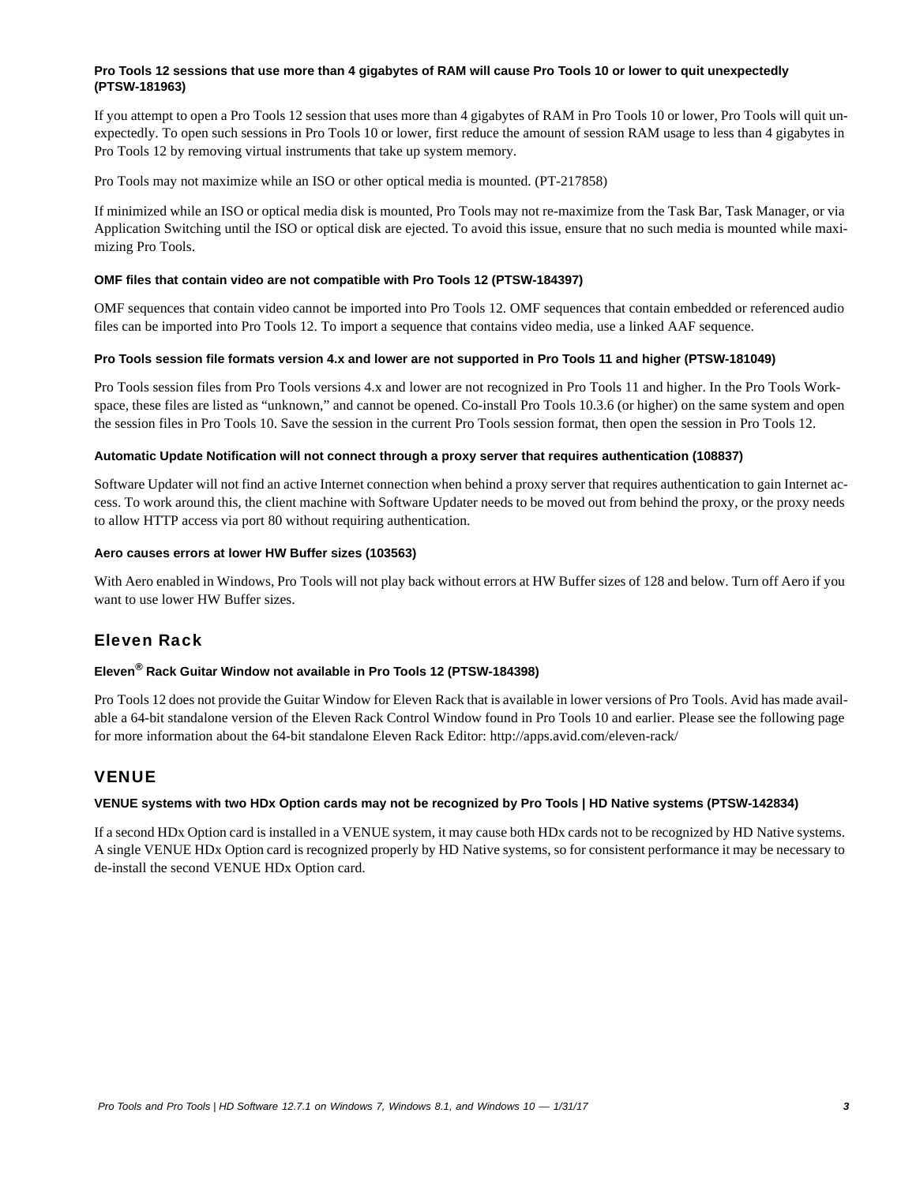#### Pro Tools 12 sessions that use more than 4 gigabytes of RAM will cause Pro Tools 10 or lower to quit unexpectedly (PTSW-181963)

If you attempt to open a Pro Tools 12 session that uses more than 4 gigabytes of RAM in Pro Tools 10 or lower, Pro Tools will quit unexpectedly. To open such sessions in Pro Tools 10 or lower, first reduce the amount of session RAM usage to less than 4 gigabytes in Pro Tools 12 by removing virtual instruments that take up system memory.

Pro Tools may not maximize while an ISO or other optical media is mounted. (PT-217858)

If minimized while an ISO or optical media disk is mounted, Pro Tools may not re-maximize from the Task Bar, Task Manager, or via Application Switching until the ISO or optical disk are ejected. To avoid this issue, ensure that no such media is mounted while maximizing Pro Tools.

#### OMF files that contain video are not compatible with Pro Tools 12 (PTSW-184397)

OMF sequences that contain video cannot be imported into Pro Tools 12. OMF sequences that contain embedded or referenced audio files can be imported into Pro Tools 12. To import a sequence that contains video media, use a linked AAF sequence.

#### Pro Tools session file formats version 4.x and lower are not supported in Pro Tools 11 and higher (PTSW-181049)

Pro Tools session files from Pro Tools versions 4.x and lower are not recognized in Pro Tools 11 and higher. In the Pro Tools Workspace, these files are listed as "unknown," and cannot be opened. Co-install Pro Tools 10.3.6 (or higher) on the same system and open the session files in Pro Tools 10. Save the session in the current Pro Tools session format, then open the session in Pro Tools 12.

#### Automatic Update Notification will not connect through a proxy server that requires authentication (108837)

Software Updater will not find an active Internet connection when behind a proxy server that requires authentication to gain Internet access. To work around this, the client machine with Software Updater needs to be moved out from behind the proxy, or the proxy needs to allow HTTP access via port 80 without requiring authentication.

#### Aero causes errors at lower HW Buffer sizes (103563)

With Aero enabled in Windows, Pro Tools will not play back without errors at HW Buffer sizes of 128 and below. Turn off Aero if you want to use lower HW Buffer sizes.

### Eleven Rack

#### Eleven® Rack Guitar Window not available in Pro Tools 12 (PTSW-184398)

Pro Tools 12 does not provide the Guitar Window for Eleven Rack that is available in lower versions of Pro Tools. Avid has made available a 64-bit standalone version of the Eleven Rack Control Window found in Pro Tools 10 and earlier. Please see the following page for more information about the 64-bit standalone Eleven Rack Editor: http://apps.avid.com/eleven-rack/

### VENUE

#### VENUE systems with two HDx Option cards may not be recognized by Pro Tools | HD Native systems (PTSW-142834)

If a second HDx Option card is installed in a VENUE system, it may cause both HDx cards not to be recognized by HD Native systems. A single VENUE HDx Option card is recognized properly by HD Native systems, so for consistent performance it may be necessary to de-install the second VENUE HDx Option card.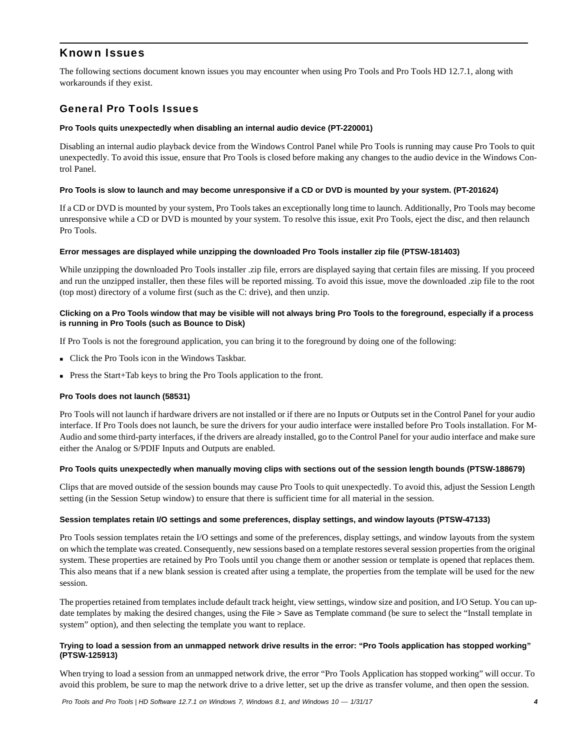## Known Issues

The following sections document known issues you may encounter when using Pro Tools and Pro Tools HD 12.7.1, along with workarounds if they exist.

### General Pro Tools Issues

#### Pro Tools quits unexpectedly when disabling an internal audio device (PT-220001)

Disabling an internal audio playback device from the Windows Control Panel while Pro Tools is running may cause Pro Tools to quit unexpectedly. To avoid this issue, ensure that Pro Tools is closed before making any changes to the audio device in the Windows Control Panel.

#### Pro Tools is slow to launch and may become unresponsive if a CD or DVD is mounted by your system. (PT-201624)

If a CD or DVD is mounted by your system, Pro Tools takes an exceptionally long time to launch. Additionally, Pro Tools may become unresponsive while a CD or DVD is mounted by your system. To resolve this issue, exit Pro Tools, eject the disc, and then relaunch Pro Tools.

#### Error messages are displayed while unzipping the downloaded Pro Tools installer zip file (PTSW-181403)

While unzipping the downloaded Pro Tools installer .zip file, errors are displayed saying that certain files are missing. If you proceed and run the unzipped installer, then these files will be reported missing. To avoid this issue, move the downloaded .zip file to the root (top most) directory of a volume first (such as the C: drive), and then unzip.

#### Clicking on a Pro Tools window that may be visible will not always bring Pro Tools to the foreground, especially if a process is running in Pro Tools (such as Bounce to Disk)

If Pro Tools is not the foreground application, you can bring it to the foreground by doing one of the following:

- Click the Pro Tools icon in the Windows Taskbar.
- Press the Start+Tab keys to bring the Pro Tools application to the front.

#### Pro Tools does not launch (58531)

Pro Tools will not launch if hardware drivers are not installed or if there are no Inputs or Outputs set in the Control Panel for your audio interface. If Pro Tools does not launch, be sure the drivers for your audio interface were installed before Pro Tools installation. For M-Audio and some third-party interfaces, if the drivers are already installed, go to the Control Panel for your audio interface and make sure either the Analog or S/PDIF Inputs and Outputs are enabled.

#### Pro Tools quits unexpectedly when manually moving clips with sections out of the session length bounds (PTSW-188679)

Clips that are moved outside of the session bounds may cause Pro Tools to quit unexpectedly. To avoid this, adjust the Session Length setting (in the Session Setup window) to ensure that there is sufficient time for all material in the session.

#### Session templates retain I/O settings and some preferences, display settings, and window layouts (PTSW-47133)

Pro Tools session templates retain the I/O settings and some of the preferences, display settings, and window layouts from the system on which the template was created. Consequently, new sessions based on a template restores several session properties from the original system. These properties are retained by Pro Tools until you change them or another session or template is opened that replaces them. This also means that if a new blank session is created after using a template, the properties from the template will be used for the new session.

The properties retained from templates include default track height, view settings, window size and position, and I/O Setup. You can update templates by making the desired changes, using the File > Save as Template command (be sure to select the "Install template in system" option), and then selecting the template you want to replace.

#### Trying to load a session from an unmapped network drive results in the error: "Pro Tools application has stopped working" (PTSW-125913)

When trying to load a session from an unmapped network drive, the error "Pro Tools Application has stopped working" will occur. To avoid this problem, be sure to map the network drive to a drive letter, set up the drive as transfer volume, and then open the session.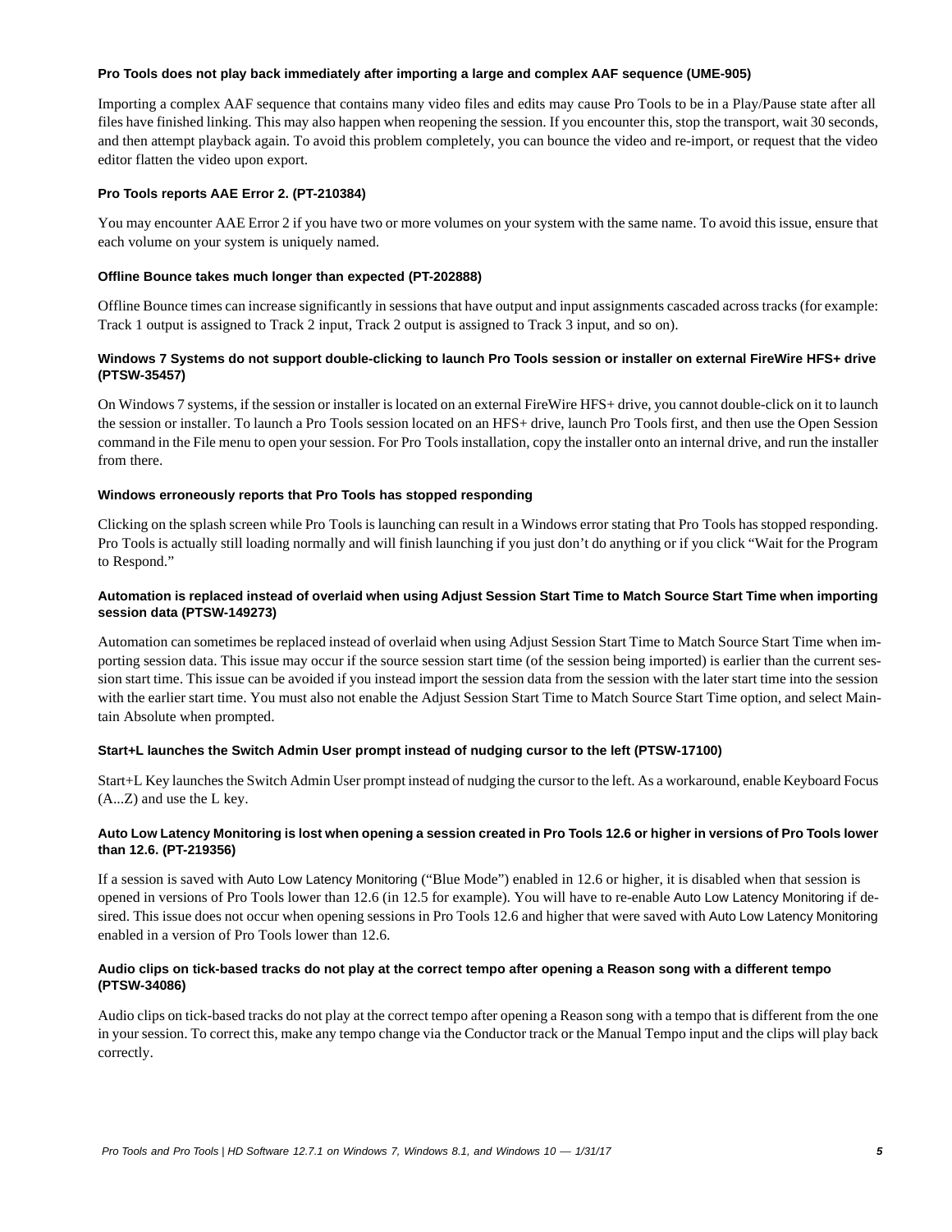#### Pro Tools does not play back immediately after importing a large and complex AAF sequence (UME-905)

Importing a complex AAF sequence that contains many video files and edits may cause Pro Tools to be in a Play/Pause state after all files have finished linking. This may also happen when reopening the session. If you encounter this, stop the transport, wait 30 seconds, and then attempt playback again. To avoid this problem completely, you can bounce the video and re-import, or request that the video editor flatten the video upon export.

#### Pro Tools reports AAE Error 2. (PT-210384)

You may encounter AAE Error 2 if you have two or more volumes on your system with the same name. To avoid this issue, ensure that each volume on your system is uniquely named.

#### Offline Bounce takes much longer than expected (PT-202888)

Offline Bounce times can increase significantly in sessions that have output and input assignments cascaded across tracks (for example: Track 1 output is assigned to Track 2 input, Track 2 output is assigned to Track 3 input, and so on).

#### Windows 7 Systems do not support double-clicking to launch Pro Tools session or installer on external FireWire HFS+ drive (PTSW-35457)

On Windows 7 systems, if the session or installer is located on an external FireWire HFS+ drive, you cannot double-click on it to launch the session or installer. To launch a Pro Tools session located on an HFS+ drive, launch Pro Tools first, and then use the Open Session command in the File menu to open your session. For Pro Tools installation, copy the installer onto an internal drive, and run the installer from there.

#### Windows erroneously reports that Pro Tools has stopped responding

Clicking on the splash screen while Pro Tools is launching can result in a Windows error stating that Pro Tools has stopped responding. Pro Tools is actually still loading normally and will finish launching if you just don't do anything or if you click "Wait for the Program to Respond."

#### Automation is replaced instead of overlaid when using Adjust Session Start Time to Match Source Start Time when importing session data (PTSW-149273)

Automation can sometimes be replaced instead of overlaid when using Adjust Session Start Time to Match Source Start Time when importing session data. This issue may occur if the source session start time (of the session being imported) is earlier than the current session start time. This issue can be avoided if you instead import the session data from the session with the later start time into the session with the earlier start time. You must also not enable the Adjust Session Start Time to Match Source Start Time option, and select Maintain Absolute when prompted.

#### Start+L launches the Switch Admin User prompt instead of nudging cursor to the left (PTSW-17100)

Start+L Key launches the Switch Admin User prompt instead of nudging the cursor to the left. As a workaround, enable Keyboard Focus (A...Z) and use the L key.

#### Auto Low Latency Monitoring is lost when opening a session created in Pro Tools 12.6 or higher in versions of Pro Tools lower than 12.6. (PT-219356)

If a session is saved with Auto Low Latency Monitoring ("Blue Mode") enabled in 12.6 or higher, it is disabled when that session is opened in versions of Pro Tools lower than 12.6 (in 12.5 for example). You will have to re-enable Auto Low Latency Monitoring if desired. This issue does not occur when opening sessions in Pro Tools 12.6 and higher that were saved with Auto Low Latency Monitoring enabled in a version of Pro Tools lower than 12.6.

#### Audio clips on tick-based tracks do not play at the correct tempo after opening a Reason song with a different tempo (PTSW-34086)

Audio clips on tick-based tracks do not play at the correct tempo after opening a Reason song with a tempo that is different from the one in your session. To correct this, make any tempo change via the Conductor track or the Manual Tempo input and the clips will play back correctly.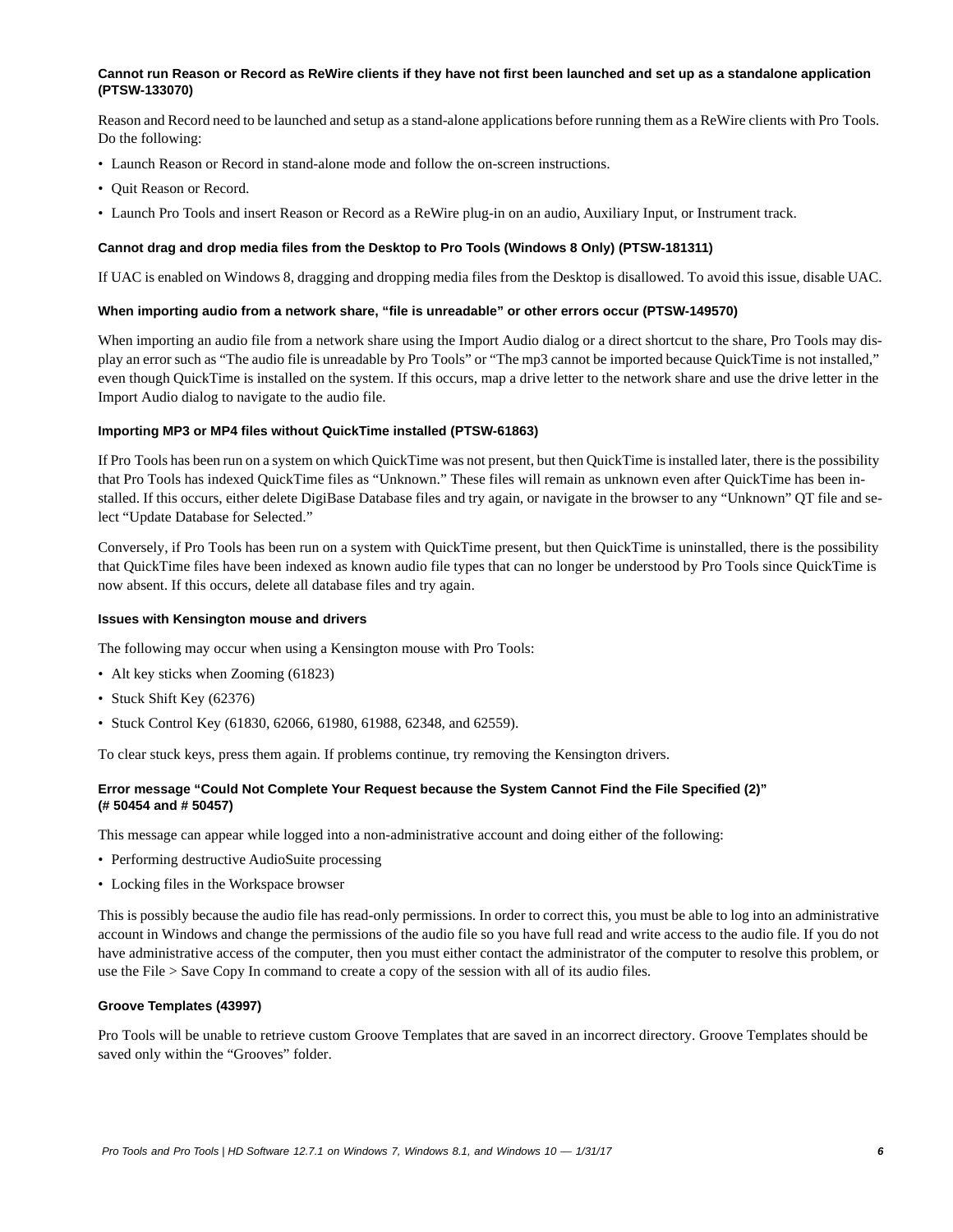#### Cannot run Reason or Record as ReWire clients if they have not first been launched and set up as a standalone application (PTSW-133070)

Reason and Record need to be launched and setup as a stand-alone applications before running them as a ReWire clients with Pro Tools. Do the following:

- Launch Reason or Record in stand-alone mode and follow the on-screen instructions.
- Quit Reason or Record.
- Launch Pro Tools and insert Reason or Record as a ReWire plug-in on an audio, Auxiliary Input, or Instrument track.

#### Cannot drag and drop media files from the Desktop to Pro Tools (Windows 8 Only) (PTSW-181311)

If UAC is enabled on Windows 8, dragging and dropping media files from the Desktop is disallowed. To avoid this issue, disable UAC.

#### When importing audio from a network share, "file is unreadable" or other errors occur (PTSW-149570)

When importing an audio file from a network share using the Import Audio dialog or a direct shortcut to the share, Pro Tools may display an error such as "The audio file is unreadable by Pro Tools" or "The mp3 cannot be imported because QuickTime is not installed," even though QuickTime is installed on the system. If this occurs, map a drive letter to the network share and use the drive letter in the Import Audio dialog to navigate to the audio file.

#### Importing MP3 or MP4 files without QuickTime installed (PTSW-61863)

If Pro Tools has been run on a system on which QuickTime was not present, but then QuickTime is installed later, there is the possibility that Pro Tools has indexed QuickTime files as "Unknown." These files will remain as unknown even after QuickTime has been installed. If this occurs, either delete DigiBase Database files and try again, or navigate in the browser to any "Unknown" QT file and select "Update Database for Selected."

Conversely, if Pro Tools has been run on a system with QuickTime present, but then QuickTime is uninstalled, there is the possibility that QuickTime files have been indexed as known audio file types that can no longer be understood by Pro Tools since QuickTime is now absent. If this occurs, delete all database files and try again.

#### Issues with Kensington mouse and drivers

The following may occur when using a Kensington mouse with Pro Tools:

- Alt key sticks when Zooming (61823)
- Stuck Shift Key (62376)
- Stuck Control Key (61830, 62066, 61980, 61988, 62348, and 62559).

To clear stuck keys, press them again. If problems continue, try removing the Kensington drivers.

#### Error message "Could Not Complete Your Request because the System Cannot Find the File Specified (2)" (# 50454 and # 50457)

This message can appear while logged into a non-administrative account and doing either of the following:

- Performing destructive AudioSuite processing
- Locking files in the Workspace browser

This is possibly because the audio file has read-only permissions. In order to correct this, you must be able to log into an administrative account in Windows and change the permissions of the audio file so you have full read and write access to the audio file. If you do not have administrative access of the computer, then you must either contact the administrator of the computer to resolve this problem, or use the File > Save Copy In command to create a copy of the session with all of its audio files.

#### Groove Templates (43997)

Pro Tools will be unable to retrieve custom Groove Templates that are saved in an incorrect directory. Groove Templates should be saved only within the "Grooves" folder.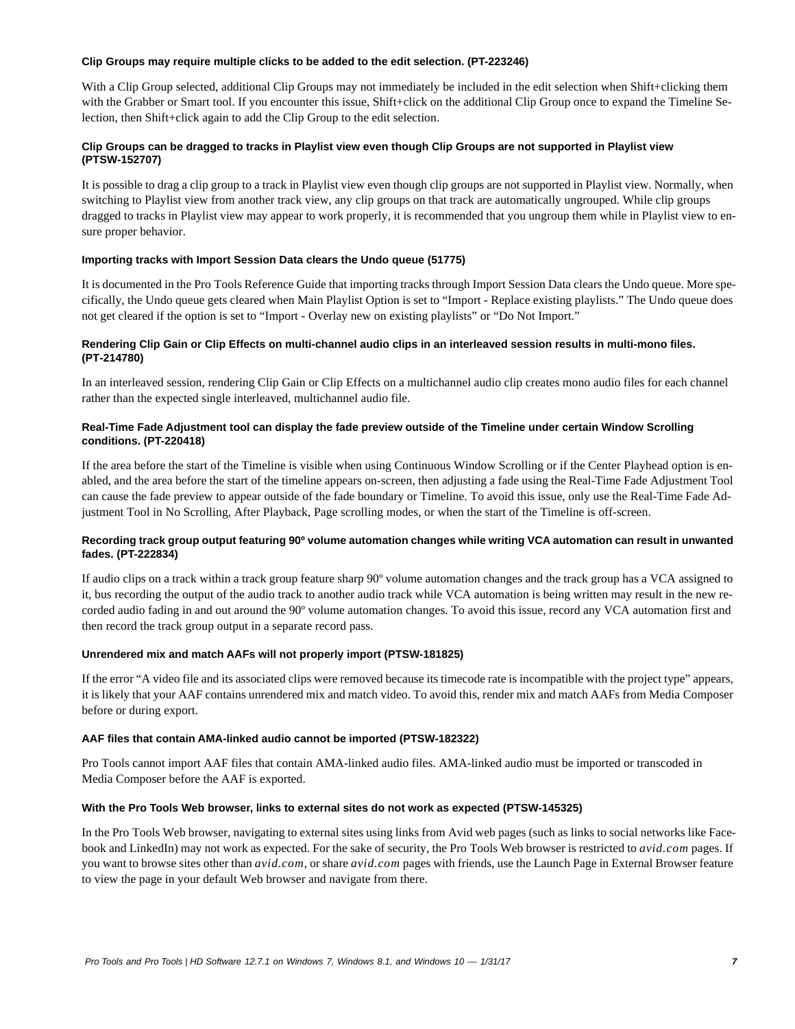#### Clip Groups may require multiple clicks to be added to the edit selection. (PT-223246)

With a Clip Group selected, additional Clip Groups may not immediately be included in the edit selection when Shift+clicking them with the Grabber or Smart tool. If you encounter this issue, Shift+click on the additional Clip Group once to expand the Timeline Selection, then Shift+click again to add the Clip Group to the edit selection.

#### Clip Groups can be dragged to tracks in Playlist view even though Clip Groups are not supported in Playlist view (PTSW-152707)

It is possible to drag a clip group to a track in Playlist view even though clip groups are not supported in Playlist view. Normally, when switching to Playlist view from another track view, any clip groups on that track are automatically ungrouped. While clip groups dragged to tracks in Playlist view may appear to work properly, it is recommended that you ungroup them while in Playlist view to ensure proper behavior.

#### Importing tracks with Import Session Data clears the Undo queue (51775)

It is documented in the Pro Tools Reference Guide that importing tracks through Import Session Data clears the Undo queue. More specifically, the Undo queue gets cleared when Main Playlist Option is set to “Import - Replace existing playlists.” The Undo queue does not get cleared if the option is set to “Import - Overlay new on existing playlists” or “Do Not Import.”

#### Rendering Clip Gain or Clip Effects on multi-channel audio clips in an interleaved session results in multi-mono files. (PT-214780)

In an interleaved session, rendering Clip Gain or Clip Effects on a multichannel audio clip creates mono audio files for each channel rather than the expected single interleaved, multichannel audio file.

#### Real-Time Fade Adjustment tool can display the fade preview outside of the Timeline under certain Window Scrolling conditions. (PT-220418)

If the area before the start of the Timeline is visible when using Continuous Window Scrolling or if the Center Playhead option is enabled, and the area before the start of the timeline appears on-screen, then adjusting a fade using the Real-Time Fade Adjustment Tool can cause the fade preview to appear outside of the fade boundary or Timeline. To avoid this issue, only use the Real-Time Fade Adjustment Tool in No Scrolling, After Playback, Page scrolling modes, or when the start of the Timeline is off-screen.

#### Recording track group output featuring 90º volume automation changes while writing VCA automation can result in unwanted fades. (PT-222834)

If audio clips on a track within a track group feature sharp 90º volume automation changes and the track group has a VCA assigned to it, bus recording the output of the audio track to another audio track while VCA automation is being written may result in the new recorded audio fading in and out around the 90º volume automation changes. To avoid this issue, record any VCA automation first and then record the track group output in a separate record pass.

#### Unrendered mix and match AAFs will not properly import (PTSW-181825)

If the error “A video file and its associated clips were removed because its timecode rate is incompatible with the project type” appears, it is likely that your AAF contains unrendered mix and match video. To avoid this, render mix and match AAFs from Media Composer before or during export.

#### AAF files that contain AMA-linked audio cannot be imported (PTSW-182322)

Pro Tools cannot import AAF files that contain AMA-linked audio files. AMA-linked audio must be imported or transcoded in Media Composer before the AAF is exported.

#### With the Pro Tools Web browser, links to external sites do not work as expected (PTSW-145325)

In the Pro Tools Web browser, navigating to external sites using links from Avid web pages (such as links to social networks like Facebook and LinkedIn) may not work as expected. For the sake of security, the Pro Tools Web browser is restricted to *avid.com* pages. If you want to browse sites other than *avid.com*, or share *avid.com* pages with friends, use the Launch Page in External Browser feature to view the page in your default Web browser and navigate from there.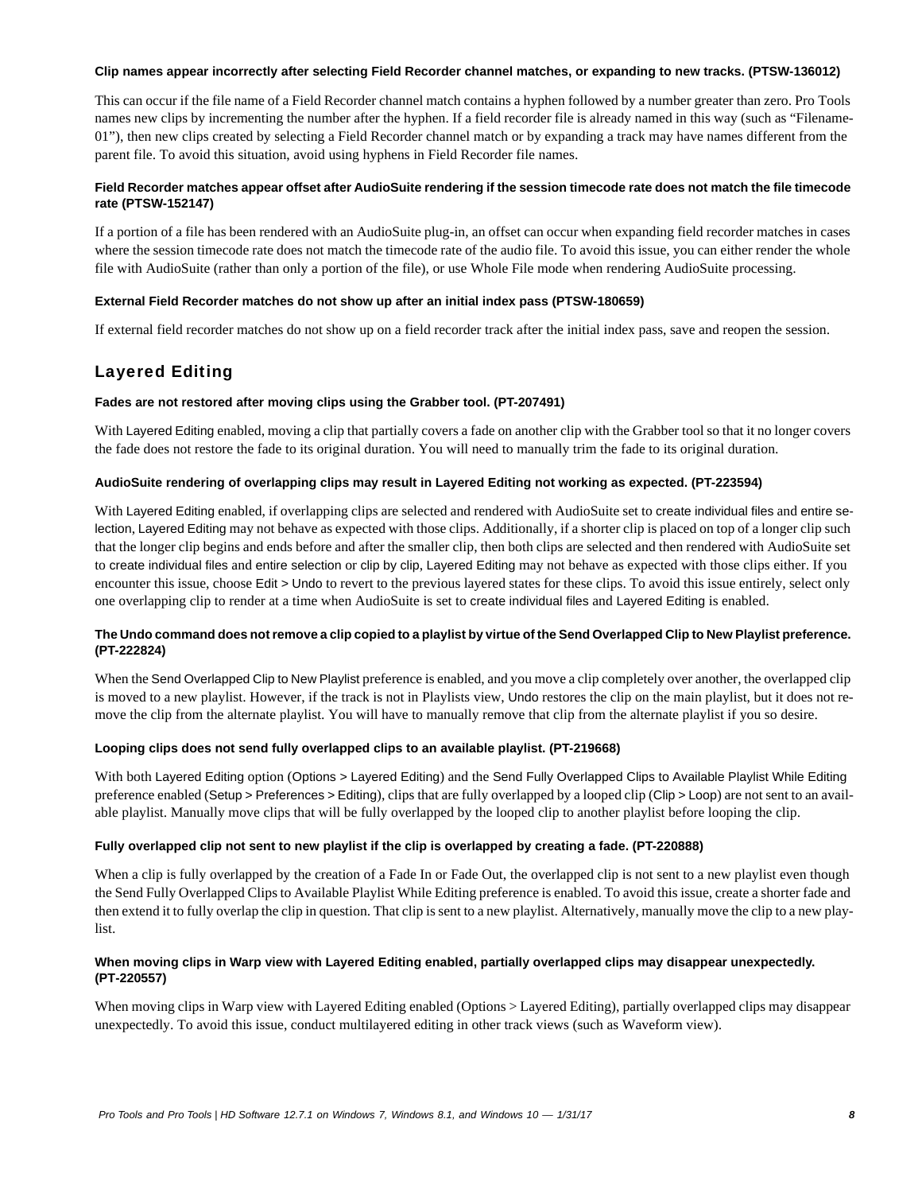#### Clip names appear incorrectly after selecting Field Recorder channel matches, or expanding to new tracks. (PTSW-136012)

This can occur if the file name of a Field Recorder channel match contains a hyphen followed by a number greater than zero. Pro Tools names new clips by incrementing the number after the hyphen. If a field recorder file is already named in this way (such as "Filename-01"), then new clips created by selecting a Field Recorder channel match or by expanding a track may have names different from the parent file. To avoid this situation, avoid using hyphens in Field Recorder file names.

#### Field Recorder matches appear offset after AudioSuite rendering if the session timecode rate does not match the file timecode rate (PTSW-152147)

If a portion of a file has been rendered with an AudioSuite plug-in, an offset can occur when expanding field recorder matches in cases where the session timecode rate does not match the timecode rate of the audio file. To avoid this issue, you can either render the whole file with AudioSuite (rather than only a portion of the file), or use Whole File mode when rendering AudioSuite processing.

#### External Field Recorder matches do not show up after an initial index pass (PTSW-180659)

If external field recorder matches do not show up on a field recorder track after the initial index pass, save and reopen the session.

## Layered Editing

#### Fades are not restored after moving clips using the Grabber tool. (PT-207491)

With Layered Editing enabled, moving a clip that partially covers a fade on another clip with the Grabber tool so that it no longer covers the fade does not restore the fade to its original duration. You will need to manually trim the fade to its original duration.

#### AudioSuite rendering of overlapping clips may result in Layered Editing not working as expected. (PT-223594)

With Layered Editing enabled, if overlapping clips are selected and rendered with AudioSuite set to create individual files and entire selection, Layered Editing may not behave as expected with those clips. Additionally, if a shorter clip is placed on top of a longer clip such that the longer clip begins and ends before and after the smaller clip, then both clips are selected and then rendered with AudioSuite set to create individual files and entire selection or clip by clip, Layered Editing may not behave as expected with those clips either. If you encounter this issue, choose Edit > Undo to revert to the previous layered states for these clips. To avoid this issue entirely, select only one overlapping clip to render at a time when AudioSuite is set to create individual files and Layered Editing is enabled.

#### The Undo command does not remove a clip copied to a playlist by virtue of the Send Overlapped Clip to New Playlist preference. (PT-222824)

When the Send Overlapped Clip to New Playlist preference is enabled, and you move a clip completely over another, the overlapped clip is moved to a new playlist. However, if the track is not in Playlists view, Undo restores the clip on the main playlist, but it does not remove the clip from the alternate playlist. You will have to manually remove that clip from the alternate playlist if you so desire.

#### Looping clips does not send fully overlapped clips to an available playlist. (PT-219668)

With both Layered Editing option (Options > Layered Editing) and the Send Fully Overlapped Clips to Available Playlist While Editing preference enabled (Setup > Preferences > Editing), clips that are fully overlapped by a looped clip (Clip > Loop) are not sent to an available playlist. Manually move clips that will be fully overlapped by the looped clip to another playlist before looping the clip.

#### Fully overlapped clip not sent to new playlist if the clip is overlapped by creating a fade. (PT-220888)

When a clip is fully overlapped by the creation of a Fade In or Fade Out, the overlapped clip is not sent to a new playlist even though the Send Fully Overlapped Clips to Available Playlist While Editing preference is enabled. To avoid this issue, create a shorter fade and then extend it to fully overlap the clip in question. That clip is sent to a new playlist. Alternatively, manually move the clip to a new playlist.

#### When moving clips in Warp view with Layered Editing enabled, partially overlapped clips may disappear unexpectedly. (PT-220557)

When moving clips in Warp view with Layered Editing enabled (Options > Layered Editing), partially overlapped clips may disappear unexpectedly. To avoid this issue, conduct multilayered editing in other track views (such as Waveform view).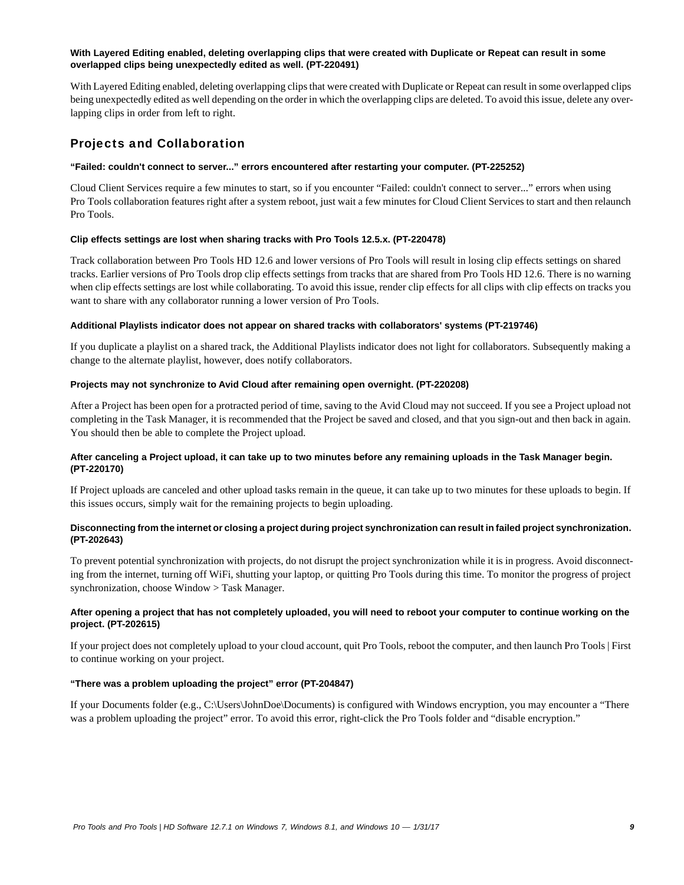#### With Layered Editing enabled, deleting overlapping clips that were created with Duplicate or Repeat can result in some overlapped clips being unexpectedly edited as well. (PT-220491)

With Layered Editing enabled, deleting overlapping clips that were created with Duplicate or Repeat can result in some overlapped clips being unexpectedly edited as well depending on the order in which the overlapping clips are deleted. To avoid this issue, delete any overlapping clips in order from left to right.

## Projects and Collaboration

#### "Failed: couldn't connect to server..." errors encountered after restarting your computer. (PT-225252)

Cloud Client Services require a few minutes to start, so if you encounter "Failed: couldn't connect to server..." errors when using Pro Tools collaboration features right after a system reboot, just wait a few minutes for Cloud Client Services to start and then relaunch Pro Tools.

#### Clip effects settings are lost when sharing tracks with Pro Tools 12.5.x. (PT-220478)

Track collaboration between Pro Tools HD 12.6 and lower versions of Pro Tools will result in losing clip effects settings on shared tracks. Earlier versions of Pro Tools drop clip effects settings from tracks that are shared from Pro Tools HD 12.6. There is no warning when clip effects settings are lost while collaborating. To avoid this issue, render clip effects for all clips with clip effects on tracks you want to share with any collaborator running a lower version of Pro Tools.

#### Additional Playlists indicator does not appear on shared tracks with collaborators' systems (PT-219746)

If you duplicate a playlist on a shared track, the Additional Playlists indicator does not light for collaborators. Subsequently making a change to the alternate playlist, however, does notify collaborators.

#### Projects may not synchronize to Avid Cloud after remaining open overnight. (PT-220208)

After a Project has been open for a protracted period of time, saving to the Avid Cloud may not succeed. If you see a Project upload not completing in the Task Manager, it is recommended that the Project be saved and closed, and that you sign-out and then back in again. You should then be able to complete the Project upload.

#### After canceling a Project upload, it can take up to two minutes before any remaining uploads in the Task Manager begin. (PT-220170)

If Project uploads are canceled and other upload tasks remain in the queue, it can take up to two minutes for these uploads to begin. If this issues occurs, simply wait for the remaining projects to begin uploading.

#### Disconnecting from the internet or closing a project during project synchronization can result in failed project synchronization. (PT-202643)

To prevent potential synchronization with projects, do not disrupt the project synchronization while it is in progress. Avoid disconnecting from the internet, turning off WiFi, shutting your laptop, or quitting Pro Tools during this time. To monitor the progress of project synchronization, choose Window > Task Manager.

#### After opening a project that has not completely uploaded, you will need to reboot your computer to continue working on the project. (PT-202615)

If your project does not completely upload to your cloud account, quit Pro Tools, reboot the computer, and then launch Pro Tools | First to continue working on your project.

#### "There was a problem uploading the project" error (PT-204847)

If your Documents folder (e.g., C:\Users\JohnDoe\Documents) is configured with Windows encryption, you may encounter a "There was a problem uploading the project" error. To avoid this error, right-click the Pro Tools folder and "disable encryption."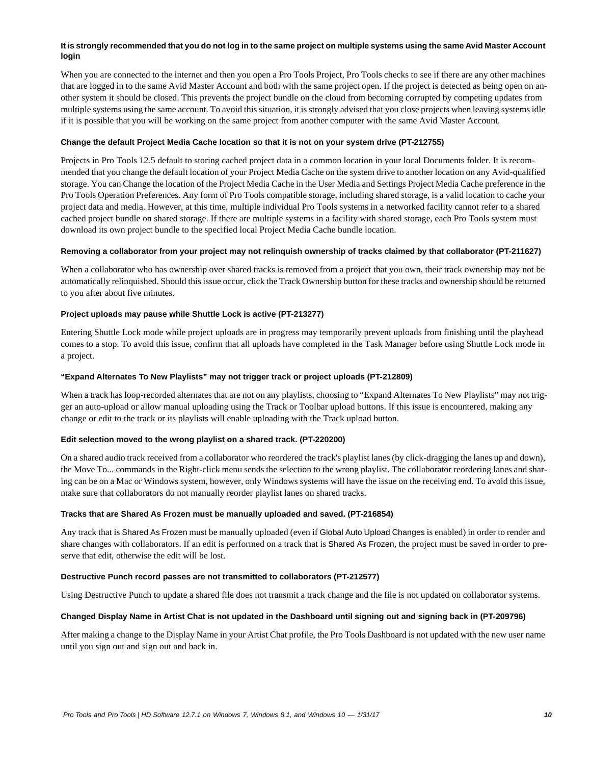#### It is strongly recommended that you do not log in to the same project on multiple systems using the same Avid Master Account login

When you are connected to the internet and then you open a Pro Tools Project, Pro Tools checks to see if there are any other machines that are logged in to the same Avid Master Account and both with the same project open. If the project is detected as being open on another system it should be closed. This prevents the project bundle on the cloud from becoming corrupted by competing updates from multiple systems using the same account. To avoid this situation, it is strongly advised that you close projects when leaving systems idle if it is possible that you will be working on the same project from another computer with the same Avid Master Account.

#### Change the default Project Media Cache location so that it is not on your system drive (PT-212755)

Projects in Pro Tools 12.5 default to storing cached project data in a common location in your local Documents folder. It is recommended that you change the default location of your Project Media Cache on the system drive to another location on any Avid-qualified storage. You can Change the location of the Project Media Cache in the User Media and Settings Project Media Cache preference in the Pro Tools Operation Preferences. Any form of Pro Tools compatible storage, including shared storage, is a valid location to cache your project data and media. However, at this time, multiple individual Pro Tools systems in a networked facility cannot refer to a shared cached project bundle on shared storage. If there are multiple systems in a facility with shared storage, each Pro Tools system must download its own project bundle to the specified local Project Media Cache bundle location.

#### Removing a collaborator from your project may not relinquish ownership of tracks claimed by that collaborator (PT-211627)

When a collaborator who has ownership over shared tracks is removed from a project that you own, their track ownership may not be automatically relinquished. Should this issue occur, click the Track Ownership button for these tracks and ownership should be returned to you after about five minutes.

#### Project uploads may pause while Shuttle Lock is active (PT-213277)

Entering Shuttle Lock mode while project uploads are in progress may temporarily prevent uploads from finishing until the playhead comes to a stop. To avoid this issue, confirm that all uploads have completed in the Task Manager before using Shuttle Lock mode in a project.

#### "Expand Alternates To New Playlists" may not trigger track or project uploads (PT-212809)

When a track has loop-recorded alternates that are not on any playlists, choosing to "Expand Alternates To New Playlists" may not trigger an auto-upload or allow manual uploading using the Track or Toolbar upload buttons. If this issue is encountered, making any change or edit to the track or its playlists will enable uploading with the Track upload button.

#### Edit selection moved to the wrong playlist on a shared track. (PT-220200)

On a shared audio track received from a collaborator who reordered the track's playlist lanes (by click-dragging the lanes up and down), the Move To... commands in the Right-click menu sends the selection to the wrong playlist. The collaborator reordering lanes and sharing can be on a Mac or Windows system, however, only Windows systems will have the issue on the receiving end. To avoid this issue, make sure that collaborators do not manually reorder playlist lanes on shared tracks.

#### Tracks that are Shared As Frozen must be manually uploaded and saved. (PT-216854)

Any track that is Shared As Frozen must be manually uploaded (even if Global Auto Upload Changes is enabled) in order to render and share changes with collaborators. If an edit is performed on a track that is Shared As Frozen, the project must be saved in order to preserve that edit, otherwise the edit will be lost.

#### Destructive Punch record passes are not transmitted to collaborators (PT-212577)

Using Destructive Punch to update a shared file does not transmit a track change and the file is not updated on collaborator systems.

#### Changed Display Name in Artist Chat is not updated in the Dashboard until signing out and signing back in (PT-209796)

After making a change to the Display Name in your Artist Chat profile, the Pro Tools Dashboard is not updated with the new user name until you sign out and sign out and back in.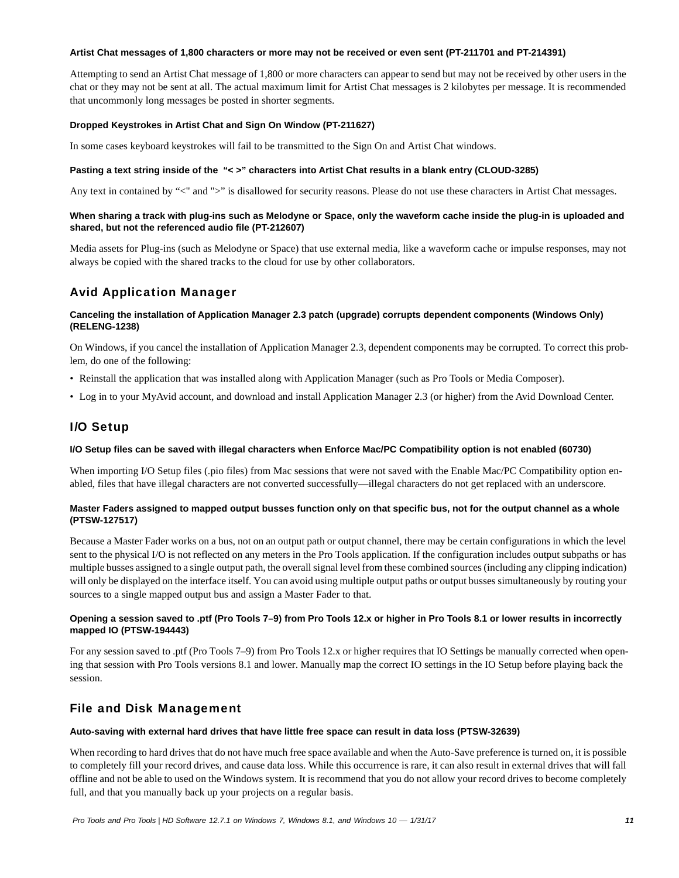#### Artist Chat messages of 1,800 characters or more may not be received or even sent (PT-211701 and PT-214391)

Attempting to send an Artist Chat message of 1,800 or more characters can appear to send but may not be received by other users in the chat or they may not be sent at all. The actual maximum limit for Artist Chat messages is 2 kilobytes per message. It is recommended that uncommonly long messages be posted in shorter segments.

#### Dropped Keystrokes in Artist Chat and Sign On Window (PT-211627)

In some cases keyboard keystrokes will fail to be transmitted to the Sign On and Artist Chat windows.

#### Pasting a text string inside of the "< >" characters into Artist Chat results in a blank entry (CLOUD-3285)

Any text in contained by "<" and ">" is disallowed for security reasons. Please do not use these characters in Artist Chat messages.

#### When sharing a track with plug-ins such as Melodyne or Space, only the waveform cache inside the plug-in is uploaded and shared, but not the referenced audio file (PT-212607)

Media assets for Plug-ins (such as Melodyne or Space) that use external media, like a waveform cache or impulse responses, may not always be copied with the shared tracks to the cloud for use by other collaborators.

### Avid Application Manager

#### Canceling the installation of Application Manager 2.3 patch (upgrade) corrupts dependent components (Windows Only) (RELENG-1238)

On Windows, if you cancel the installation of Application Manager 2.3, dependent components may be corrupted. To correct this problem, do one of the following:

- Reinstall the application that was installed along with Application Manager (such as Pro Tools or Media Composer).
- Log in to your MyAvid account, and download and install Application Manager 2.3 (or higher) from the Avid Download Center.

### I/O Setup

#### I/O Setup files can be saved with illegal characters when Enforce Mac/PC Compatibility option is not enabled (60730)

When importing I/O Setup files (.pio files) from Mac sessions that were not saved with the Enable Mac/PC Compatibility option enabled, files that have illegal characters are not converted successfully—illegal characters do not get replaced with an underscore.

#### Master Faders assigned to mapped output busses function only on that specific bus, not for the output channel as a whole (PTSW-127517)

Because a Master Fader works on a bus, not on an output path or output channel, there may be certain configurations in which the level sent to the physical I/O is not reflected on any meters in the Pro Tools application. If the configuration includes output subpaths or has multiple busses assigned to a single output path, the overall signal level from these combined sources (including any clipping indication) will only be displayed on the interface itself. You can avoid using multiple output paths or output busses simultaneously by routing your sources to a single mapped output bus and assign a Master Fader to that.

#### Opening a session saved to .ptf (Pro Tools 7–9) from Pro Tools 12.x or higher in Pro Tools 8.1 or lower results in incorrectly mapped IO (PTSW-194443)

For any session saved to .ptf (Pro Tools 7–9) from Pro Tools 12.x or higher requires that IO Settings be manually corrected when opening that session with Pro Tools versions 8.1 and lower. Manually map the correct IO settings in the IO Setup before playing back the session.

### File and Disk Management

#### Auto-saving with external hard drives that have little free space can result in data loss (PTSW-32639)

When recording to hard drives that do not have much free space available and when the Auto-Save preference is turned on, it is possible to completely fill your record drives, and cause data loss. While this occurrence is rare, it can also result in external drives that will fall offline and not be able to used on the Windows system. It is recommend that you do not allow your record drives to become completely full, and that you manually back up your projects on a regular basis.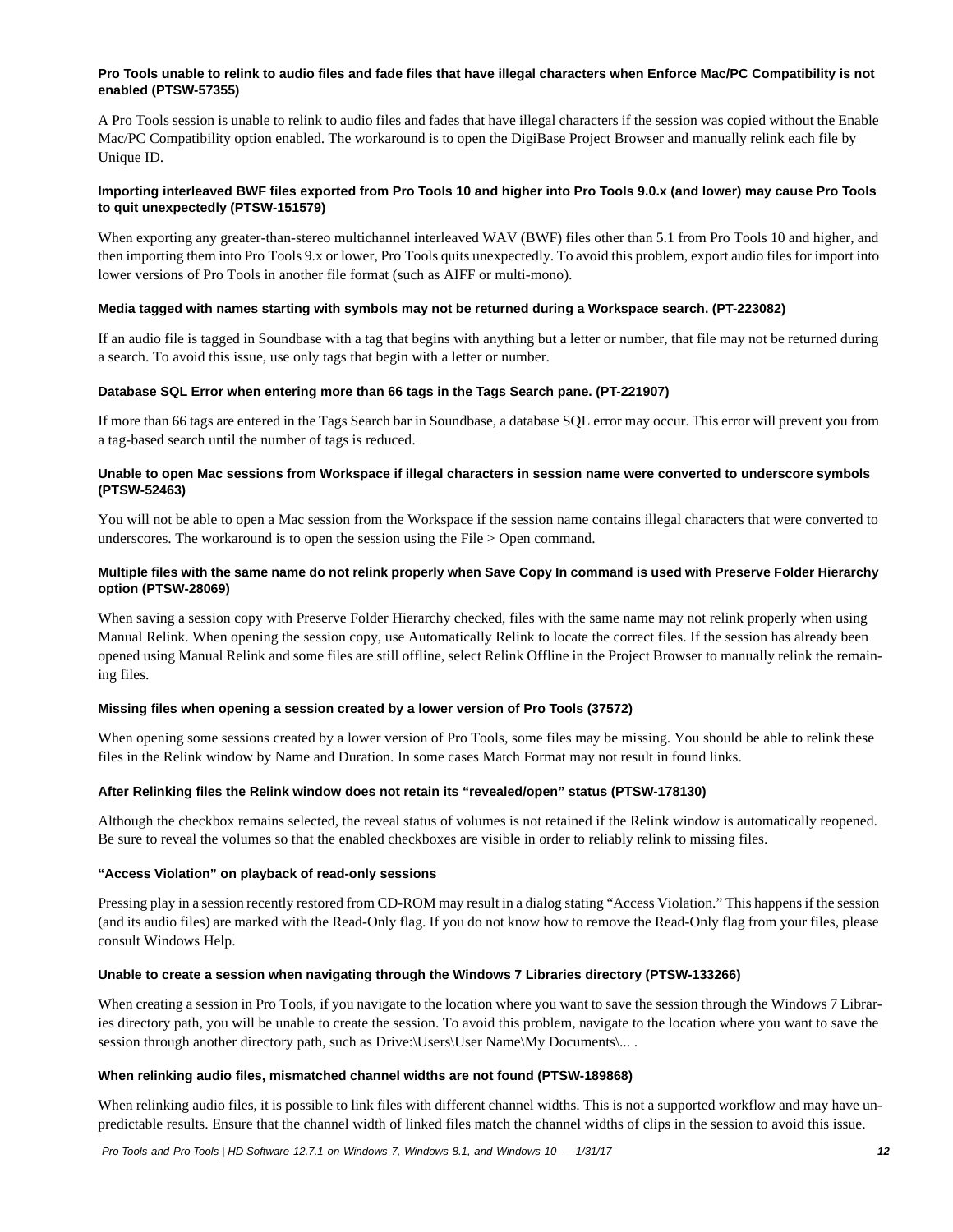#### Pro Tools unable to relink to audio files and fade files that have illegal characters when Enforce Mac/PC Compatibility is not enabled (PTSW-57355)

A Pro Tools session is unable to relink to audio files and fades that have illegal characters if the session was copied without the Enable Mac/PC Compatibility option enabled. The workaround is to open the DigiBase Project Browser and manually relink each file by Unique ID.

#### Importing interleaved BWF files exported from Pro Tools 10 and higher into Pro Tools 9.0.x (and lower) may cause Pro Tools to quit unexpectedly (PTSW-151579)

When exporting any greater-than-stereo multichannel interleaved WAV (BWF) files other than 5.1 from Pro Tools 10 and higher, and then importing them into Pro Tools 9.x or lower, Pro Tools quits unexpectedly. To avoid this problem, export audio files for import into lower versions of Pro Tools in another file format (such as AIFF or multi-mono).

#### Media tagged with names starting with symbols may not be returned during a Workspace search. (PT-223082)

If an audio file is tagged in Soundbase with a tag that begins with anything but a letter or number, that file may not be returned during a search. To avoid this issue, use only tags that begin with a letter or number.

#### Database SQL Error when entering more than 66 tags in the Tags Search pane. (PT-221907)

If more than 66 tags are entered in the Tags Search bar in Soundbase, a database SQL error may occur. This error will prevent you from a tag-based search until the number of tags is reduced.

#### Unable to open Mac sessions from Workspace if illegal characters in session name were converted to underscore symbols (PTSW-52463)

You will not be able to open a Mac session from the Workspace if the session name contains illegal characters that were converted to underscores. The workaround is to open the session using the File > Open command.

#### Multiple files with the same name do not relink properly when Save Copy In command is used with Preserve Folder Hierarchy option (PTSW-28069)

When saving a session copy with Preserve Folder Hierarchy checked, files with the same name may not relink properly when using Manual Relink. When opening the session copy, use Automatically Relink to locate the correct files. If the session has already been opened using Manual Relink and some files are still offline, select Relink Offline in the Project Browser to manually relink the remaining files.

#### Missing files when opening a session created by a lower version of Pro Tools (37572)

When opening some sessions created by a lower version of Pro Tools, some files may be missing. You should be able to relink these files in the Relink window by Name and Duration. In some cases Match Format may not result in found links.

#### After Relinking files the Relink window does not retain its “revealed/open” status (PTSW-178130)

Although the checkbox remains selected, the reveal status of volumes is not retained if the Relink window is automatically reopened. Be sure to reveal the volumes so that the enabled checkboxes are visible in order to reliably relink to missing files.

#### “Access Violation” on playback of read-only sessions

Pressing play in a session recently restored from CD-ROM may result in a dialog stating “Access Violation.” This happens if the session (and its audio files) are marked with the Read-Only flag. If you do not know how to remove the Read-Only flag from your files, please consult Windows Help.

#### Unable to create a session when navigating through the Windows 7 Libraries directory (PTSW-133266)

When creating a session in Pro Tools, if you navigate to the location where you want to save the session through the Windows 7 Libraries directory path, you will be unable to create the session. To avoid this problem, navigate to the location where you want to save the session through another directory path, such as Drive:\Users\User Name\My Documents\... .

#### When relinking audio files, mismatched channel widths are not found (PTSW-189868)

When relinking audio files, it is possible to link files with different channel widths. This is not a supported workflow and may have unpredictable results. Ensure that the channel width of linked files match the channel widths of clips in the session to avoid this issue.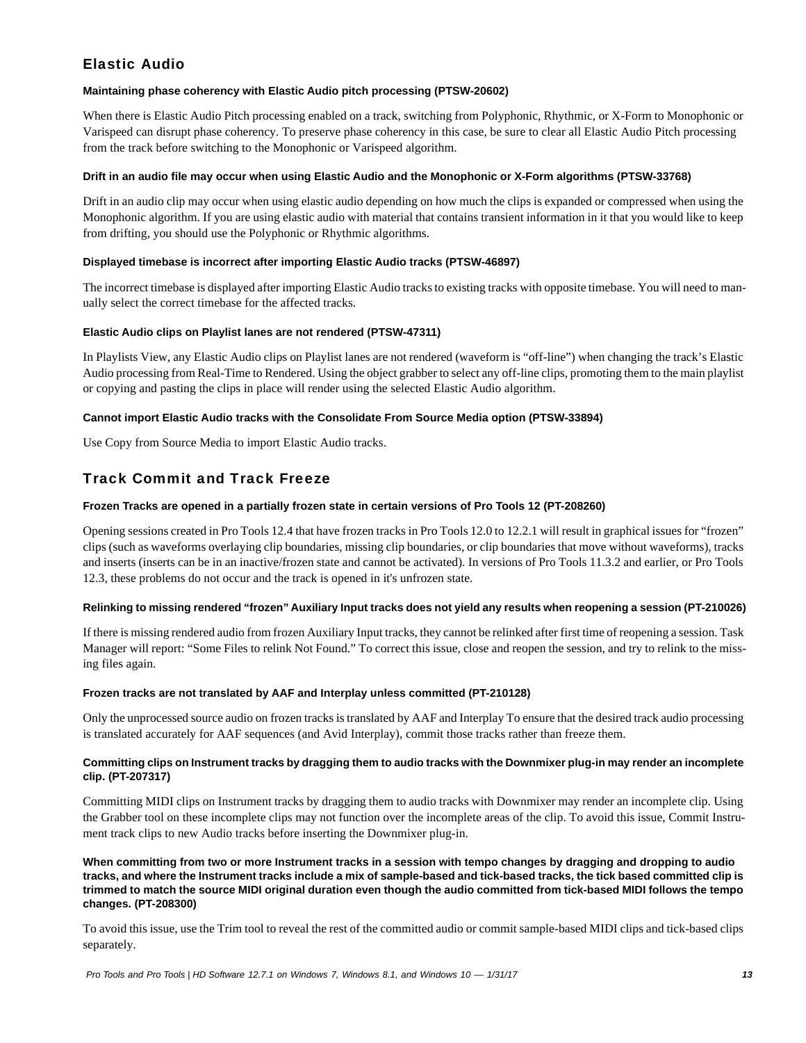## Elastic Audio

#### Maintaining phase coherency with Elastic Audio pitch processing (PTSW-20602)

When there is Elastic Audio Pitch processing enabled on a track, switching from Polyphonic, Rhythmic, or X-Form to Monophonic or Varispeed can disrupt phase coherency. To preserve phase coherency in this case, be sure to clear all Elastic Audio Pitch processing from the track before switching to the Monophonic or Varispeed algorithm.

#### Drift in an audio file may occur when using Elastic Audio and the Monophonic or X-Form algorithms (PTSW-33768)

Drift in an audio clip may occur when using elastic audio depending on how much the clips is expanded or compressed when using the Monophonic algorithm. If you are using elastic audio with material that contains transient information in it that you would like to keep from drifting, you should use the Polyphonic or Rhythmic algorithms.

#### Displayed timebase is incorrect after importing Elastic Audio tracks (PTSW-46897)

The incorrect timebase is displayed after importing Elastic Audio tracks to existing tracks with opposite timebase. You will need to manually select the correct timebase for the affected tracks.

#### Elastic Audio clips on Playlist lanes are not rendered (PTSW-47311)

In Playlists View, any Elastic Audio clips on Playlist lanes are not rendered (waveform is "off-line") when changing the track's Elastic Audio processing from Real-Time to Rendered. Using the object grabber to select any off-line clips, promoting them to the main playlist or copying and pasting the clips in place will render using the selected Elastic Audio algorithm.

#### Cannot import Elastic Audio tracks with the Consolidate From Source Media option (PTSW-33894)

Use Copy from Source Media to import Elastic Audio tracks.

## Track Commit and Track Freeze

#### Frozen Tracks are opened in a partially frozen state in certain versions of Pro Tools 12 (PT-208260)

Opening sessions created in Pro Tools 12.4 that have frozen tracks in Pro Tools 12.0 to 12.2.1 will result in graphical issues for "frozen" clips (such as waveforms overlaying clip boundaries, missing clip boundaries, or clip boundaries that move without waveforms), tracks and inserts (inserts can be in an inactive/frozen state and cannot be activated). In versions of Pro Tools 11.3.2 and earlier, or Pro Tools 12.3, these problems do not occur and the track is opened in it's unfrozen state.

#### Relinking to missing rendered "frozen" Auxiliary Input tracks does not yield any results when reopening a session (PT-210026)

If there is missing rendered audio from frozen Auxiliary Input tracks, they cannot be relinked after first time of reopening a session. Task Manager will report: "Some Files to relink Not Found." To correct this issue, close and reopen the session, and try to relink to the missing files again.

#### Frozen tracks are not translated by AAF and Interplay unless committed (PT-210128)

Only the unprocessed source audio on frozen tracks is translated by AAF and Interplay To ensure that the desired track audio processing is translated accurately for AAF sequences (and Avid Interplay), commit those tracks rather than freeze them.

#### Committing clips on Instrument tracks by dragging them to audio tracks with the Downmixer plug-in may render an incomplete clip. (PT-207317)

Committing MIDI clips on Instrument tracks by dragging them to audio tracks with Downmixer may render an incomplete clip. Using the Grabber tool on these incomplete clips may not function over the incomplete areas of the clip. To avoid this issue, Commit Instrument track clips to new Audio tracks before inserting the Downmixer plug-in.

#### When committing from two or more Instrument tracks in a session with tempo changes by dragging and dropping to audio tracks, and where the Instrument tracks include a mix of sample-based and tick-based tracks, the tick based committed clip is trimmed to match the source MIDI original duration even though the audio committed from tick-based MIDI follows the tempo changes. (PT-208300)

To avoid this issue, use the Trim tool to reveal the rest of the committed audio or commit sample-based MIDI clips and tick-based clips separately.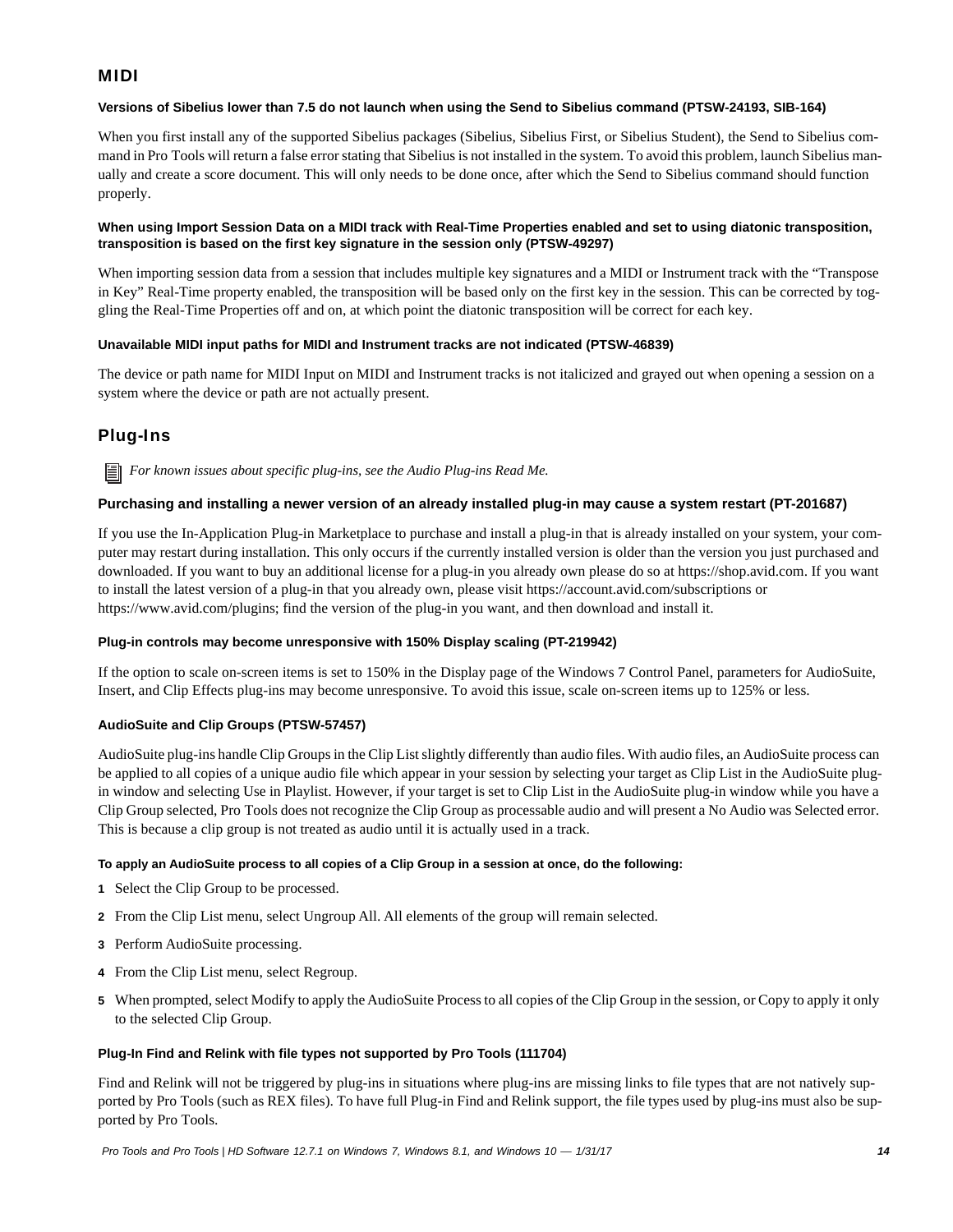## MIDI

#### Versions of Sibelius lower than 7.5 do not launch when using the Send to Sibelius command (PTSW-24193, SIB-164)

When you first install any of the supported Sibelius packages (Sibelius, Sibelius First, or Sibelius Student), the Send to Sibelius command in Pro Tools will return a false error stating that Sibelius is not installed in the system. To avoid this problem, launch Sibelius manually and create a score document. This will only needs to be done once, after which the Send to Sibelius command should function properly.

#### When using Import Session Data on a MIDI track with Real-Time Properties enabled and set to using diatonic transposition, transposition is based on the first key signature in the session only (PTSW-49297)

When importing session data from a session that includes multiple key signatures and a MIDI or Instrument track with the "Transpose in Key" Real-Time property enabled, the transposition will be based only on the first key in the session. This can be corrected by toggling the Real-Time Properties off and on, at which point the diatonic transposition will be correct for each key.

#### Unavailable MIDI input paths for MIDI and Instrument tracks are not indicated (PTSW-46839)

The device or path name for MIDI Input on MIDI and Instrument tracks is not italicized and grayed out when opening a session on a system where the device or path are not actually present.

## Plug-Ins

*For known issues about specific plug-ins, see the Audio Plug-ins Read Me.*

#### Purchasing and installing a newer version of an already installed plug-in may cause a system restart (PT-201687)

If you use the In-Application Plug-in Marketplace to purchase and install a plug-in that is already installed on your system, your computer may restart during installation. This only occurs if the currently installed version is older than the version you just purchased and downloaded. If you want to buy an additional license for a plug-in you already own please do so at https://shop.avid.com. If you want to install the latest version of a plug-in that you already own, please visit https://account.avid.com/subscriptions or https://www.avid.com/plugins; find the version of the plug-in you want, and then download and install it.

#### Plug-in controls may become unresponsive with 150% Display scaling (PT-219942)

If the option to scale on-screen items is set to 150% in the Display page of the Windows 7 Control Panel, parameters for AudioSuite, Insert, and Clip Effects plug-ins may become unresponsive. To avoid this issue, scale on-screen items up to 125% or less.

#### AudioSuite and Clip Groups (PTSW-57457)

AudioSuite plug-ins handle Clip Groups in the Clip List slightly differently than audio files. With audio files, an AudioSuite process can be applied to all copies of a unique audio file which appear in your session by selecting your target as Clip List in the AudioSuite plug-in window and selecting Use in Playlist. However, if your target is set to Clip List in the AudioSuite plug-in window while you have a Clip Group selected, Pro Tools does not recognize the Clip Group as processable audio and will present a No Audio was Selected error. This is because a clip group is not treated as audio until it is actually used in a track.

**To apply an AudioSuite process to all copies of a Clip Group in a session at once, do the following:**

1. Select the Clip Group to be processed.
2. From the Clip List menu, select Ungroup All. All elements of the group will remain selected.
3. Perform AudioSuite processing.
4. From the Clip List menu, select Regroup.
5. When prompted, select Modify to apply the AudioSuite Process to all copies of the Clip Group in the session, or Copy to apply it only to the selected Clip Group.

#### Plug-In Find and Relink with file types not supported by Pro Tools (111704)

Find and Relink will not be triggered by plug-ins in situations where plug-ins are missing links to file types that are not natively supported by Pro Tools (such as REX files). To have full Plug-in Find and Relink support, the file types used by plug-ins must also be supported by Pro Tools.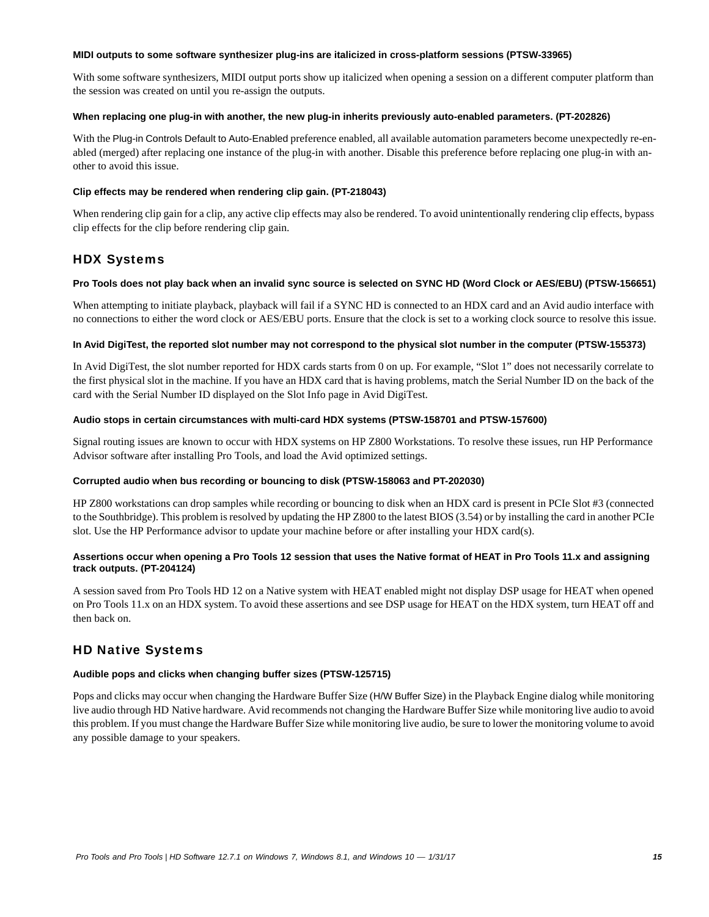#### MIDI outputs to some software synthesizer plug-ins are italicized in cross-platform sessions (PTSW-33965)

With some software synthesizers, MIDI output ports show up italicized when opening a session on a different computer platform than the session was created on until you re-assign the outputs.

#### When replacing one plug-in with another, the new plug-in inherits previously auto-enabled parameters. (PT-202826)

With the Plug-in Controls Default to Auto-Enabled preference enabled, all available automation parameters become unexpectedly re-enabled (merged) after replacing one instance of the plug-in with another. Disable this preference before replacing one plug-in with another to avoid this issue.

#### Clip effects may be rendered when rendering clip gain. (PT-218043)

When rendering clip gain for a clip, any active clip effects may also be rendered. To avoid unintentionally rendering clip effects, bypass clip effects for the clip before rendering clip gain.

## HDX Systems

#### Pro Tools does not play back when an invalid sync source is selected on SYNC HD (Word Clock or AES/EBU) (PTSW-156651)

When attempting to initiate playback, playback will fail if a SYNC HD is connected to an HDX card and an Avid audio interface with no connections to either the word clock or AES/EBU ports. Ensure that the clock is set to a working clock source to resolve this issue.

#### In Avid DigiTest, the reported slot number may not correspond to the physical slot number in the computer (PTSW-155373)

In Avid DigiTest, the slot number reported for HDX cards starts from 0 on up. For example, “Slot 1” does not necessarily correlate to the first physical slot in the machine. If you have an HDX card that is having problems, match the Serial Number ID on the back of the card with the Serial Number ID displayed on the Slot Info page in Avid DigiTest.

#### Audio stops in certain circumstances with multi-card HDX systems (PTSW-158701 and PTSW-157600)

Signal routing issues are known to occur with HDX systems on HP Z800 Workstations. To resolve these issues, run HP Performance Advisor software after installing Pro Tools, and load the Avid optimized settings.

#### Corrupted audio when bus recording or bouncing to disk (PTSW-158063 and PT-202030)

HP Z800 workstations can drop samples while recording or bouncing to disk when an HDX card is present in PCIe Slot #3 (connected to the Southbridge). This problem is resolved by updating the HP Z800 to the latest BIOS (3.54) or by installing the card in another PCIe slot. Use the HP Performance advisor to update your machine before or after installing your HDX card(s).

#### Assertions occur when opening a Pro Tools 12 session that uses the Native format of HEAT in Pro Tools 11.x and assigning track outputs. (PT-204124)

A session saved from Pro Tools HD 12 on a Native system with HEAT enabled might not display DSP usage for HEAT when opened on Pro Tools 11.x on an HDX system. To avoid these assertions and see DSP usage for HEAT on the HDX system, turn HEAT off and then back on.

## HD Native Systems

#### Audible pops and clicks when changing buffer sizes (PTSW-125715)

Pops and clicks may occur when changing the Hardware Buffer Size (H/W Buffer Size) in the Playback Engine dialog while monitoring live audio through HD Native hardware. Avid recommends not changing the Hardware Buffer Size while monitoring live audio to avoid this problem. If you must change the Hardware Buffer Size while monitoring live audio, be sure to lower the monitoring volume to avoid any possible damage to your speakers.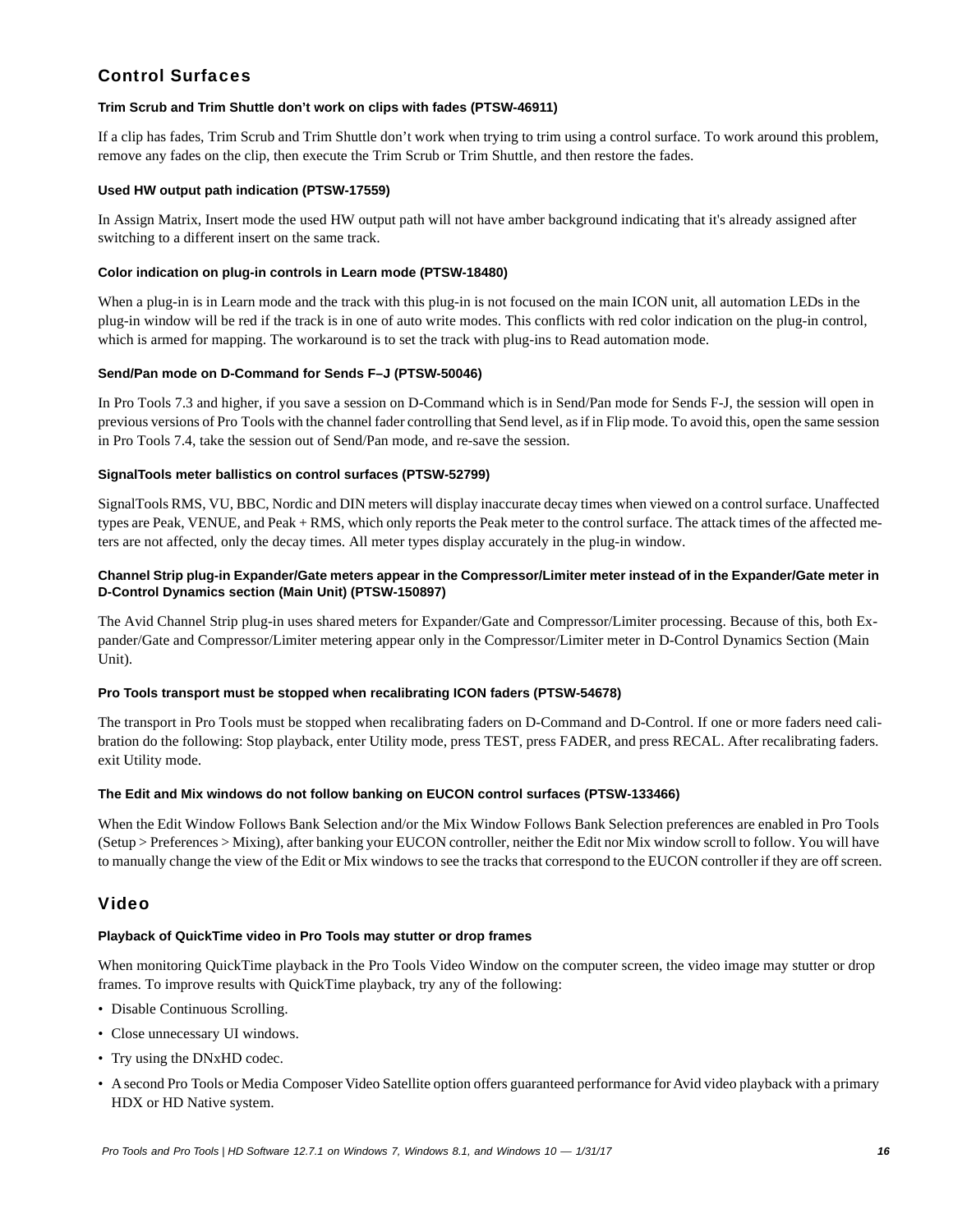## Control Surfaces

#### Trim Scrub and Trim Shuttle don't work on clips with fades (PTSW-46911)

If a clip has fades, Trim Scrub and Trim Shuttle don't work when trying to trim using a control surface. To work around this problem, remove any fades on the clip, then execute the Trim Scrub or Trim Shuttle, and then restore the fades.

#### Used HW output path indication (PTSW-17559)

In Assign Matrix, Insert mode the used HW output path will not have amber background indicating that it's already assigned after switching to a different insert on the same track.

#### Color indication on plug-in controls in Learn mode (PTSW-18480)

When a plug-in is in Learn mode and the track with this plug-in is not focused on the main ICON unit, all automation LEDs in the plug-in window will be red if the track is in one of auto write modes. This conflicts with red color indication on the plug-in control, which is armed for mapping. The workaround is to set the track with plug-ins to Read automation mode.

#### Send/Pan mode on D-Command for Sends F–J (PTSW-50046)

In Pro Tools 7.3 and higher, if you save a session on D-Command which is in Send/Pan mode for Sends F-J, the session will open in previous versions of Pro Tools with the channel fader controlling that Send level, as if in Flip mode. To avoid this, open the same session in Pro Tools 7.4, take the session out of Send/Pan mode, and re-save the session.

#### SignalTools meter ballistics on control surfaces (PTSW-52799)

SignalTools RMS, VU, BBC, Nordic and DIN meters will display inaccurate decay times when viewed on a control surface. Unaffected types are Peak, VENUE, and Peak + RMS, which only reports the Peak meter to the control surface. The attack times of the affected meters are not affected, only the decay times. All meter types display accurately in the plug-in window.

#### Channel Strip plug-in Expander/Gate meters appear in the Compressor/Limiter meter instead of in the Expander/Gate meter in D-Control Dynamics section (Main Unit) (PTSW-150897)

The Avid Channel Strip plug-in uses shared meters for Expander/Gate and Compressor/Limiter processing. Because of this, both Expander/Gate and Compressor/Limiter metering appear only in the Compressor/Limiter meter in D-Control Dynamics Section (Main Unit).

#### Pro Tools transport must be stopped when recalibrating ICON faders (PTSW-54678)

The transport in Pro Tools must be stopped when recalibrating faders on D-Command and D-Control. If one or more faders need calibration do the following: Stop playback, enter Utility mode, press TEST, press FADER, and press RECAL. After recalibrating faders. exit Utility mode.

#### The Edit and Mix windows do not follow banking on EUCON control surfaces (PTSW-133466)

When the Edit Window Follows Bank Selection and/or the Mix Window Follows Bank Selection preferences are enabled in Pro Tools (Setup > Preferences > Mixing), after banking your EUCON controller, neither the Edit nor Mix window scroll to follow. You will have to manually change the view of the Edit or Mix windows to see the tracks that correspond to the EUCON controller if they are off screen.

## Video

#### Playback of QuickTime video in Pro Tools may stutter or drop frames

When monitoring QuickTime playback in the Pro Tools Video Window on the computer screen, the video image may stutter or drop frames. To improve results with QuickTime playback, try any of the following:

- Disable Continuous Scrolling.
- Close unnecessary UI windows.
- Try using the DNxHD codec.
- A second Pro Tools or Media Composer Video Satellite option offers guaranteed performance for Avid video playback with a primary HDX or HD Native system.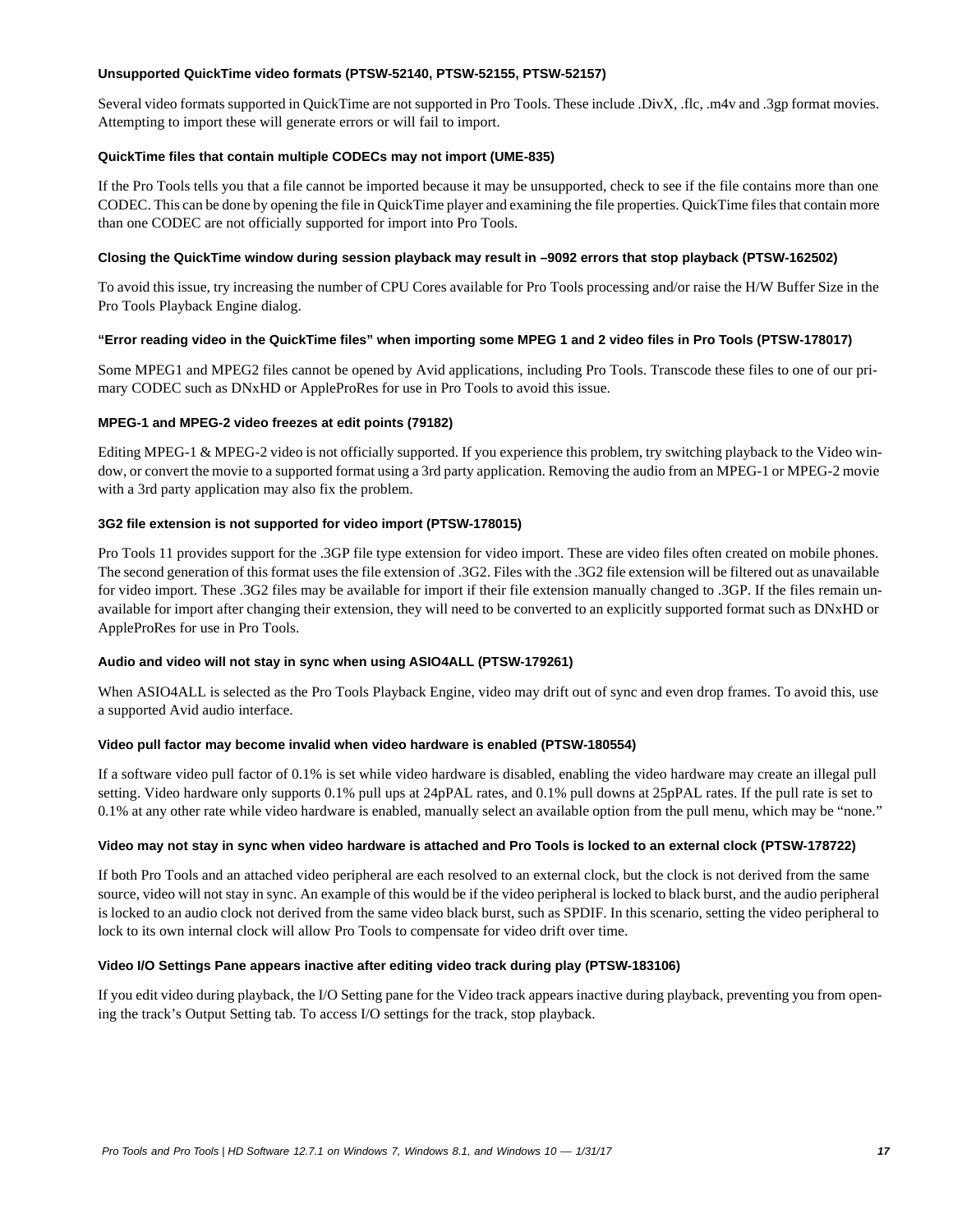#### Unsupported QuickTime video formats (PTSW-52140, PTSW-52155, PTSW-52157)

Several video formats supported in QuickTime are not supported in Pro Tools. These include .DivX, .flc, .m4v and .3gp format movies. Attempting to import these will generate errors or will fail to import.

#### QuickTime files that contain multiple CODECs may not import (UME-835)

If the Pro Tools tells you that a file cannot be imported because it may be unsupported, check to see if the file contains more than one CODEC. This can be done by opening the file in QuickTime player and examining the file properties. QuickTime files that contain more than one CODEC are not officially supported for import into Pro Tools.

#### Closing the QuickTime window during session playback may result in –9092 errors that stop playback (PTSW-162502)

To avoid this issue, try increasing the number of CPU Cores available for Pro Tools processing and/or raise the H/W Buffer Size in the Pro Tools Playback Engine dialog.

#### "Error reading video in the QuickTime files" when importing some MPEG 1 and 2 video files in Pro Tools (PTSW-178017)

Some MPEG1 and MPEG2 files cannot be opened by Avid applications, including Pro Tools. Transcode these files to one of our primary CODEC such as DNxHD or AppleProRes for use in Pro Tools to avoid this issue.

#### MPEG-1 and MPEG-2 video freezes at edit points (79182)

Editing MPEG-1 & MPEG-2 video is not officially supported. If you experience this problem, try switching playback to the Video window, or convert the movie to a supported format using a 3rd party application. Removing the audio from an MPEG-1 or MPEG-2 movie with a 3rd party application may also fix the problem.

#### 3G2 file extension is not supported for video import (PTSW-178015)

Pro Tools 11 provides support for the .3GP file type extension for video import. These are video files often created on mobile phones. The second generation of this format uses the file extension of .3G2. Files with the .3G2 file extension will be filtered out as unavailable for video import. These .3G2 files may be available for import if their file extension manually changed to .3GP. If the files remain unavailable for import after changing their extension, they will need to be converted to an explicitly supported format such as DNxHD or AppleProRes for use in Pro Tools.

#### Audio and video will not stay in sync when using ASIO4ALL (PTSW-179261)

When ASIO4ALL is selected as the Pro Tools Playback Engine, video may drift out of sync and even drop frames. To avoid this, use a supported Avid audio interface.

#### Video pull factor may become invalid when video hardware is enabled (PTSW-180554)

If a software video pull factor of 0.1% is set while video hardware is disabled, enabling the video hardware may create an illegal pull setting. Video hardware only supports 0.1% pull ups at 24pPAL rates, and 0.1% pull downs at 25pPAL rates. If the pull rate is set to 0.1% at any other rate while video hardware is enabled, manually select an available option from the pull menu, which may be "none."

#### Video may not stay in sync when video hardware is attached and Pro Tools is locked to an external clock (PTSW-178722)

If both Pro Tools and an attached video peripheral are each resolved to an external clock, but the clock is not derived from the same source, video will not stay in sync. An example of this would be if the video peripheral is locked to black burst, and the audio peripheral is locked to an audio clock not derived from the same video black burst, such as SPDIF. In this scenario, setting the video peripheral to lock to its own internal clock will allow Pro Tools to compensate for video drift over time.

#### Video I/O Settings Pane appears inactive after editing video track during play (PTSW-183106)

If you edit video during playback, the I/O Setting pane for the Video track appears inactive during playback, preventing you from opening the track's Output Setting tab. To access I/O settings for the track, stop playback.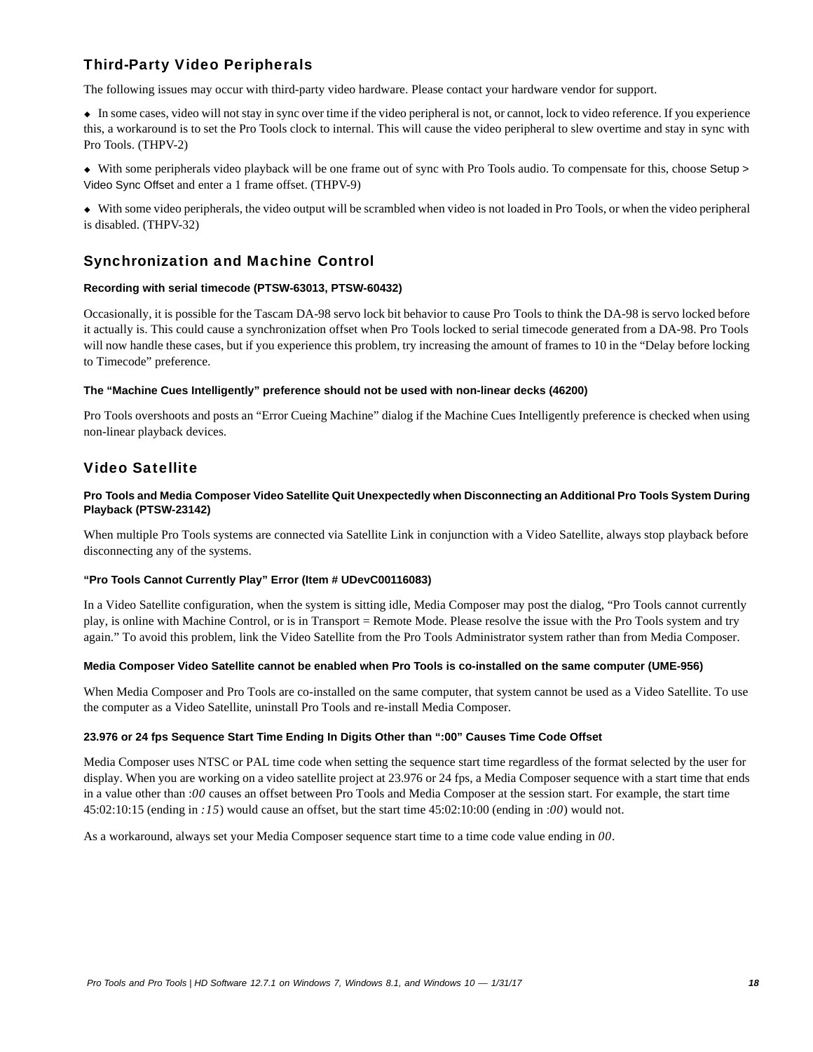## Third-Party Video Peripherals

The following issues may occur with third-party video hardware. Please contact your hardware vendor for support.

- In some cases, video will not stay in sync over time if the video peripheral is not, or cannot, lock to video reference. If you experience this, a workaround is to set the Pro Tools clock to internal. This will cause the video peripheral to slew overtime and stay in sync with Pro Tools. (THPV-2)
- With some peripherals video playback will be one frame out of sync with Pro Tools audio. To compensate for this, choose Setup > Video Sync Offset and enter a 1 frame offset. (THPV-9)
- With some video peripherals, the video output will be scrambled when video is not loaded in Pro Tools, or when the video peripheral is disabled. (THPV-32)

## Synchronization and Machine Control

#### Recording with serial timecode (PTSW-63013, PTSW-60432)

Occasionally, it is possible for the Tascam DA-98 servo lock bit behavior to cause Pro Tools to think the DA-98 is servo locked before it actually is. This could cause a synchronization offset when Pro Tools locked to serial timecode generated from a DA-98. Pro Tools will now handle these cases, but if you experience this problem, try increasing the amount of frames to 10 in the “Delay before locking to Timecode” preference.

#### The “Machine Cues Intelligently” preference should not be used with non-linear decks (46200)

Pro Tools overshoots and posts an “Error Cueing Machine” dialog if the Machine Cues Intelligently preference is checked when using non-linear playback devices.

## Video Satellite

#### Pro Tools and Media Composer Video Satellite Quit Unexpectedly when Disconnecting an Additional Pro Tools System During Playback (PTSW-23142)

When multiple Pro Tools systems are connected via Satellite Link in conjunction with a Video Satellite, always stop playback before disconnecting any of the systems.

#### “Pro Tools Cannot Currently Play” Error (Item # UDevC00116083)

In a Video Satellite configuration, when the system is sitting idle, Media Composer may post the dialog, “Pro Tools cannot currently play, is online with Machine Control, or is in Transport = Remote Mode. Please resolve the issue with the Pro Tools system and try again.” To avoid this problem, link the Video Satellite from the Pro Tools Administrator system rather than from Media Composer.

#### Media Composer Video Satellite cannot be enabled when Pro Tools is co-installed on the same computer (UME-956)

When Media Composer and Pro Tools are co-installed on the same computer, that system cannot be used as a Video Satellite. To use the computer as a Video Satellite, uninstall Pro Tools and re-install Media Composer.

#### 23.976 or 24 fps Sequence Start Time Ending In Digits Other than “:00” Causes Time Code Offset

Media Composer uses NTSC or PAL time code when setting the sequence start time regardless of the format selected by the user for display. When you are working on a video satellite project at 23.976 or 24 fps, a Media Composer sequence with a start time that ends in a value other than *:00* causes an offset between Pro Tools and Media Composer at the session start. For example, the start time 45:02:10:15 (ending in *:15*) would cause an offset, but the start time 45:02:10:00 (ending in *:00*) would not.

As a workaround, always set your Media Composer sequence start time to a time code value ending in *00*.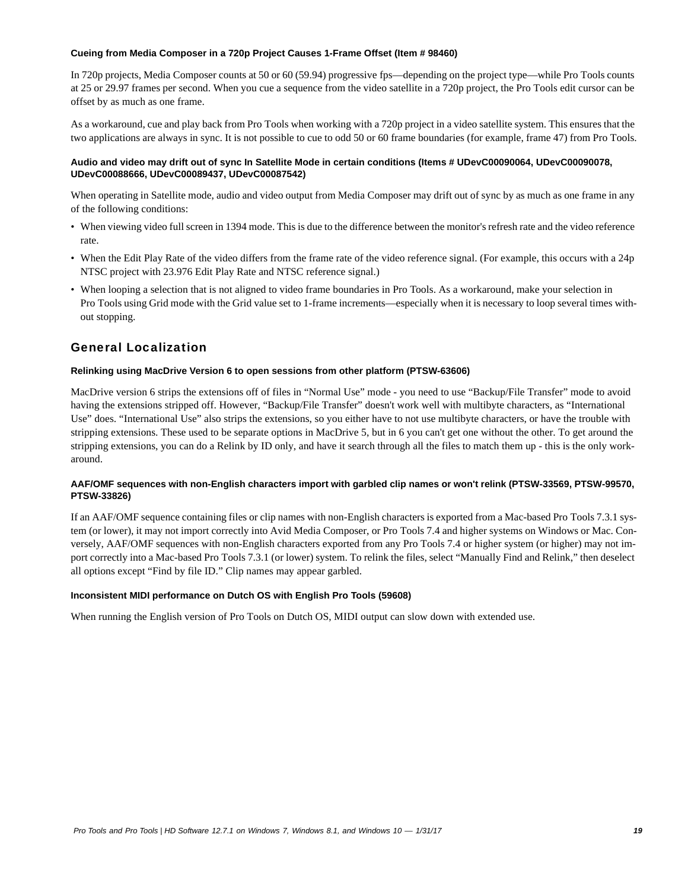#### Cueing from Media Composer in a 720p Project Causes 1-Frame Offset (Item # 98460)

In 720p projects, Media Composer counts at 50 or 60 (59.94) progressive fps—depending on the project type—while Pro Tools counts at 25 or 29.97 frames per second. When you cue a sequence from the video satellite in a 720p project, the Pro Tools edit cursor can be offset by as much as one frame.

As a workaround, cue and play back from Pro Tools when working with a 720p project in a video satellite system. This ensures that the two applications are always in sync. It is not possible to cue to odd 50 or 60 frame boundaries (for example, frame 47) from Pro Tools.

#### Audio and video may drift out of sync In Satellite Mode in certain conditions (Items # UDevC00090064, UDevC00090078, UDevC00088666, UDevC00089437, UDevC00087542)

When operating in Satellite mode, audio and video output from Media Composer may drift out of sync by as much as one frame in any of the following conditions:

- When viewing video full screen in 1394 mode. This is due to the difference between the monitor's refresh rate and the video reference rate.
- When the Edit Play Rate of the video differs from the frame rate of the video reference signal. (For example, this occurs with a 24p NTSC project with 23.976 Edit Play Rate and NTSC reference signal.)
- When looping a selection that is not aligned to video frame boundaries in Pro Tools. As a workaround, make your selection in Pro Tools using Grid mode with the Grid value set to 1-frame increments—especially when it is necessary to loop several times without stopping.

## General Localization

#### Relinking using MacDrive Version 6 to open sessions from other platform (PTSW-63606)

MacDrive version 6 strips the extensions off of files in “Normal Use” mode - you need to use “Backup/File Transfer” mode to avoid having the extensions stripped off. However, “Backup/File Transfer” doesn't work well with multibyte characters, as “International Use” does. “International Use” also strips the extensions, so you either have to not use multibyte characters, or have the trouble with stripping extensions. These used to be separate options in MacDrive 5, but in 6 you can't get one without the other. To get around the stripping extensions, you can do a Relink by ID only, and have it search through all the files to match them up - this is the only workaround.

#### AAF/OMF sequences with non-English characters import with garbled clip names or won't relink (PTSW-33569, PTSW-99570, PTSW-33826)

If an AAF/OMF sequence containing files or clip names with non-English characters is exported from a Mac-based Pro Tools 7.3.1 system (or lower), it may not import correctly into Avid Media Composer, or Pro Tools 7.4 and higher systems on Windows or Mac. Conversely, AAF/OMF sequences with non-English characters exported from any Pro Tools 7.4 or higher system (or higher) may not import correctly into a Mac-based Pro Tools 7.3.1 (or lower) system. To relink the files, select “Manually Find and Relink,” then deselect all options except “Find by file ID.” Clip names may appear garbled.

#### Inconsistent MIDI performance on Dutch OS with English Pro Tools (59608)

When running the English version of Pro Tools on Dutch OS, MIDI output can slow down with extended use.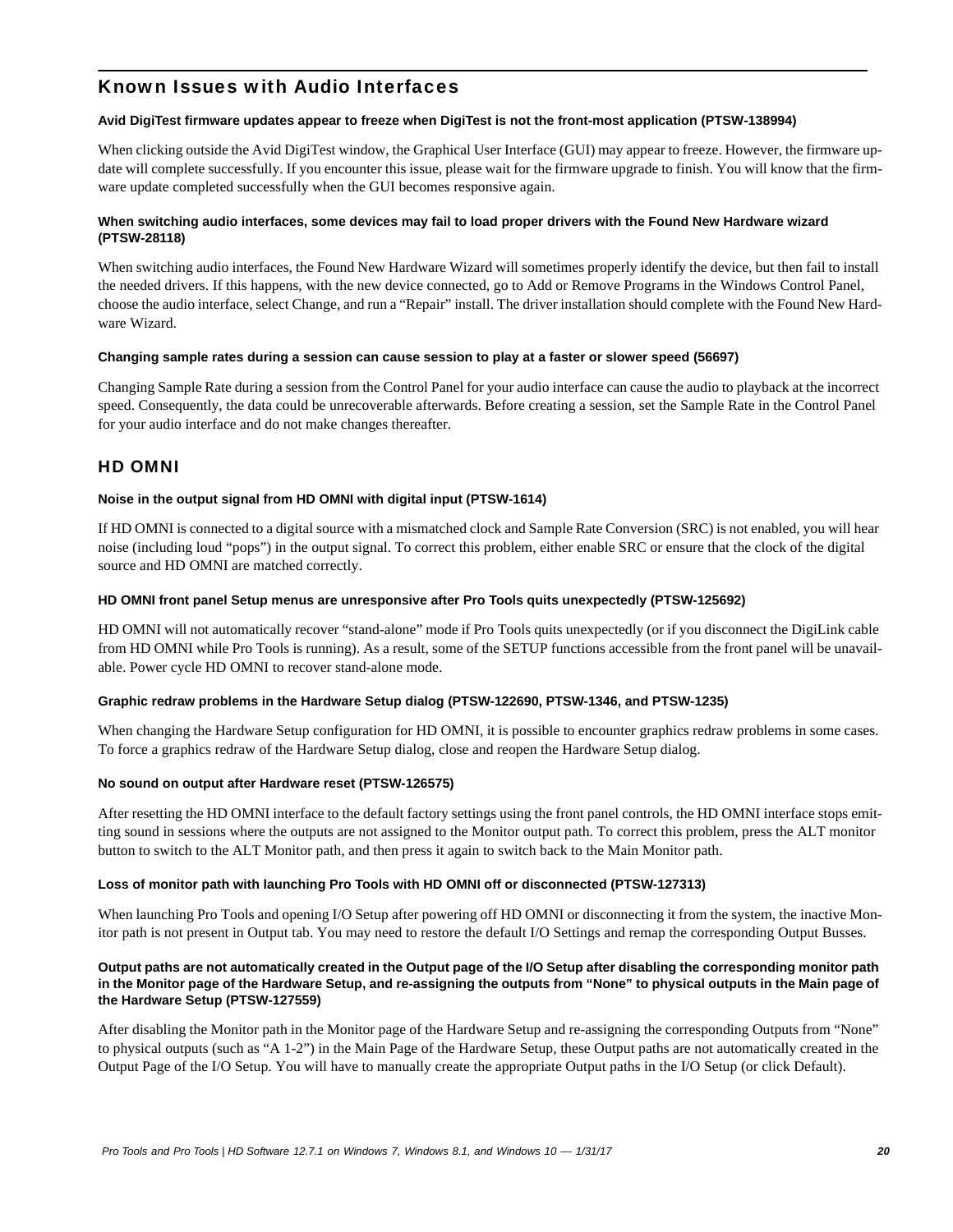## Known Issues with Audio Interfaces

**Avid DigiTest firmware updates appear to freeze when DigiTest is not the front-most application (PTSW-138994)**

When clicking outside the Avid DigiTest window, the Graphical User Interface (GUI) may appear to freeze. However, the firmware update will complete successfully. If you encounter this issue, please wait for the firmware upgrade to finish. You will know that the firmware update completed successfully when the GUI becomes responsive again.

**When switching audio interfaces, some devices may fail to load proper drivers with the Found New Hardware wizard (PTSW-28118)**

When switching audio interfaces, the Found New Hardware Wizard will sometimes properly identify the device, but then fail to install the needed drivers. If this happens, with the new device connected, go to Add or Remove Programs in the Windows Control Panel, choose the audio interface, select Change, and run a "Repair" install. The driver installation should complete with the Found New Hardware Wizard.

**Changing sample rates during a session can cause session to play at a faster or slower speed (56697)**

Changing Sample Rate during a session from the Control Panel for your audio interface can cause the audio to playback at the incorrect speed. Consequently, the data could be unrecoverable afterwards. Before creating a session, set the Sample Rate in the Control Panel for your audio interface and do not make changes thereafter.

### HD OMNI

**Noise in the output signal from HD OMNI with digital input (PTSW-1614)**

If HD OMNI is connected to a digital source with a mismatched clock and Sample Rate Conversion (SRC) is not enabled, you will hear noise (including loud "pops") in the output signal. To correct this problem, either enable SRC or ensure that the clock of the digital source and HD OMNI are matched correctly.

**HD OMNI front panel Setup menus are unresponsive after Pro Tools quits unexpectedly (PTSW-125692)**

HD OMNI will not automatically recover "stand-alone" mode if Pro Tools quits unexpectedly (or if you disconnect the DigiLink cable from HD OMNI while Pro Tools is running). As a result, some of the SETUP functions accessible from the front panel will be unavailable. Power cycle HD OMNI to recover stand-alone mode.

**Graphic redraw problems in the Hardware Setup dialog (PTSW-122690, PTSW-1346, and PTSW-1235)**

When changing the Hardware Setup configuration for HD OMNI, it is possible to encounter graphics redraw problems in some cases. To force a graphics redraw of the Hardware Setup dialog, close and reopen the Hardware Setup dialog.

**No sound on output after Hardware reset (PTSW-126575)**

After resetting the HD OMNI interface to the default factory settings using the front panel controls, the HD OMNI interface stops emitting sound in sessions where the outputs are not assigned to the Monitor output path. To correct this problem, press the ALT monitor button to switch to the ALT Monitor path, and then press it again to switch back to the Main Monitor path.

**Loss of monitor path with launching Pro Tools with HD OMNI off or disconnected (PTSW-127313)**

When launching Pro Tools and opening I/O Setup after powering off HD OMNI or disconnecting it from the system, the inactive Monitor path is not present in Output tab. You may need to restore the default I/O Settings and remap the corresponding Output Busses.

**Output paths are not automatically created in the Output page of the I/O Setup after disabling the corresponding monitor path in the Monitor page of the Hardware Setup, and re-assigning the outputs from "None" to physical outputs in the Main page of the Hardware Setup (PTSW-127559)**

After disabling the Monitor path in the Monitor page of the Hardware Setup and re-assigning the corresponding Outputs from "None" to physical outputs (such as "A 1-2") in the Main Page of the Hardware Setup, these Output paths are not automatically created in the Output Page of the I/O Setup. You will have to manually create the appropriate Output paths in the I/O Setup (or click Default).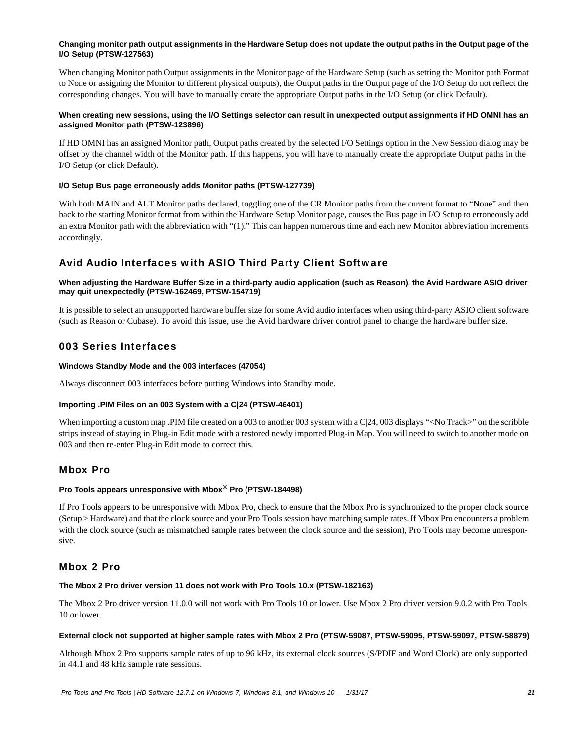#### Changing monitor path output assignments in the Hardware Setup does not update the output paths in the Output page of the I/O Setup (PTSW-127563)

When changing Monitor path Output assignments in the Monitor page of the Hardware Setup (such as setting the Monitor path Format to None or assigning the Monitor to different physical outputs), the Output paths in the Output page of the I/O Setup do not reflect the corresponding changes. You will have to manually create the appropriate Output paths in the I/O Setup (or click Default).

#### When creating new sessions, using the I/O Settings selector can result in unexpected output assignments if HD OMNI has an assigned Monitor path (PTSW-123896)

If HD OMNI has an assigned Monitor path, Output paths created by the selected I/O Settings option in the New Session dialog may be offset by the channel width of the Monitor path. If this happens, you will have to manually create the appropriate Output paths in the I/O Setup (or click Default).

#### I/O Setup Bus page erroneously adds Monitor paths (PTSW-127739)

With both MAIN and ALT Monitor paths declared, toggling one of the CR Monitor paths from the current format to "None" and then back to the starting Monitor format from within the Hardware Setup Monitor page, causes the Bus page in I/O Setup to erroneously add an extra Monitor path with the abbreviation with "(1)." This can happen numerous time and each new Monitor abbreviation increments accordingly.

### Avid Audio Interfaces with ASIO Third Party Client Software

#### When adjusting the Hardware Buffer Size in a third-party audio application (such as Reason), the Avid Hardware ASIO driver may quit unexpectedly (PTSW-162469, PTSW-154719)

It is possible to select an unsupported hardware buffer size for some Avid audio interfaces when using third-party ASIO client software (such as Reason or Cubase). To avoid this issue, use the Avid hardware driver control panel to change the hardware buffer size.

### 003 Series Interfaces

#### Windows Standby Mode and the 003 interfaces (47054)

Always disconnect 003 interfaces before putting Windows into Standby mode.

#### Importing .PIM Files on an 003 System with a C|24 (PTSW-46401)

When importing a custom map .PIM file created on a 003 to another 003 system with a C|24, 003 displays "<No Track>" on the scribble strips instead of staying in Plug-in Edit mode with a restored newly imported Plug-in Map. You will need to switch to another mode on 003 and then re-enter Plug-in Edit mode to correct this.

### Mbox Pro

#### Pro Tools appears unresponsive with Mbox® Pro (PTSW-184498)

If Pro Tools appears to be unresponsive with Mbox Pro, check to ensure that the Mbox Pro is synchronized to the proper clock source (Setup > Hardware) and that the clock source and your Pro Tools session have matching sample rates. If Mbox Pro encounters a problem with the clock source (such as mismatched sample rates between the clock source and the session), Pro Tools may become unresponsive.

### Mbox 2 Pro

#### The Mbox 2 Pro driver version 11 does not work with Pro Tools 10.x (PTSW-182163)

The Mbox 2 Pro driver version 11.0.0 will not work with Pro Tools 10 or lower. Use Mbox 2 Pro driver version 9.0.2 with Pro Tools 10 or lower.

#### External clock not supported at higher sample rates with Mbox 2 Pro (PTSW-59087, PTSW-59095, PTSW-59097, PTSW-58879)

Although Mbox 2 Pro supports sample rates of up to 96 kHz, its external clock sources (S/PDIF and Word Clock) are only supported in 44.1 and 48 kHz sample rate sessions.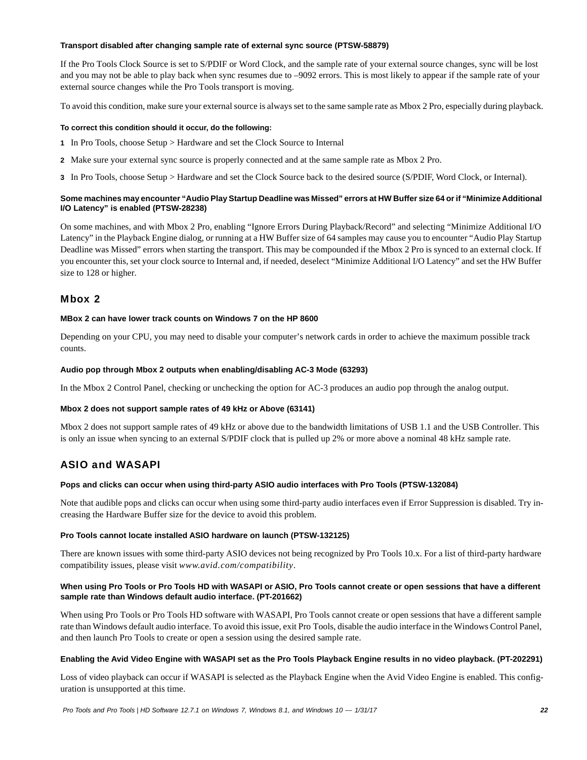#### Transport disabled after changing sample rate of external sync source (PTSW-58879)

If the Pro Tools Clock Source is set to S/PDIF or Word Clock, and the sample rate of your external source changes, sync will be lost and you may not be able to play back when sync resumes due to –9092 errors. This is most likely to appear if the sample rate of your external source changes while the Pro Tools transport is moving.

To avoid this condition, make sure your external source is always set to the same sample rate as Mbox 2 Pro, especially during playback.

**To correct this condition should it occur, do the following:**

1. In Pro Tools, choose Setup > Hardware and set the Clock Source to Internal
2. Make sure your external sync source is properly connected and at the same sample rate as Mbox 2 Pro.
3. In Pro Tools, choose Setup > Hardware and set the Clock Source back to the desired source (S/PDIF, Word Clock, or Internal).

#### Some machines may encounter "Audio Play Startup Deadline was Missed" errors at HW Buffer size 64 or if "Minimize Additional I/O Latency" is enabled (PTSW-28238)

On some machines, and with Mbox 2 Pro, enabling "Ignore Errors During Playback/Record" and selecting "Minimize Additional I/O Latency" in the Playback Engine dialog, or running at a HW Buffer size of 64 samples may cause you to encounter "Audio Play Startup Deadline was Missed" errors when starting the transport. This may be compounded if the Mbox 2 Pro is synced to an external clock. If you encounter this, set your clock source to Internal and, if needed, deselect "Minimize Additional I/O Latency" and set the HW Buffer size to 128 or higher.

## Mbox 2

#### MBox 2 can have lower track counts on Windows 7 on the HP 8600

Depending on your CPU, you may need to disable your computer's network cards in order to achieve the maximum possible track counts.

#### Audio pop through Mbox 2 outputs when enabling/disabling AC-3 Mode (63293)

In the Mbox 2 Control Panel, checking or unchecking the option for AC-3 produces an audio pop through the analog output.

#### Mbox 2 does not support sample rates of 49 kHz or Above (63141)

Mbox 2 does not support sample rates of 49 kHz or above due to the bandwidth limitations of USB 1.1 and the USB Controller. This is only an issue when syncing to an external S/PDIF clock that is pulled up 2% or more above a nominal 48 kHz sample rate.

## ASIO and WASAPI

#### Pops and clicks can occur when using third-party ASIO audio interfaces with Pro Tools (PTSW-132084)

Note that audible pops and clicks can occur when using some third-party audio interfaces even if Error Suppression is disabled. Try increasing the Hardware Buffer size for the device to avoid this problem.

#### Pro Tools cannot locate installed ASIO hardware on launch (PTSW-132125)

There are known issues with some third-party ASIO devices not being recognized by Pro Tools 10.x. For a list of third-party hardware compatibility issues, please visit *www.avid.com/compatibility*.

#### When using Pro Tools or Pro Tools HD with WASAPI or ASIO, Pro Tools cannot create or open sessions that have a different sample rate than Windows default audio interface. (PT-201662)

When using Pro Tools or Pro Tools HD software with WASAPI, Pro Tools cannot create or open sessions that have a different sample rate than Windows default audio interface. To avoid this issue, exit Pro Tools, disable the audio interface in the Windows Control Panel, and then launch Pro Tools to create or open a session using the desired sample rate.

#### Enabling the Avid Video Engine with WASAPI set as the Pro Tools Playback Engine results in no video playback. (PT-202291)

Loss of video playback can occur if WASAPI is selected as the Playback Engine when the Avid Video Engine is enabled. This configuration is unsupported at this time.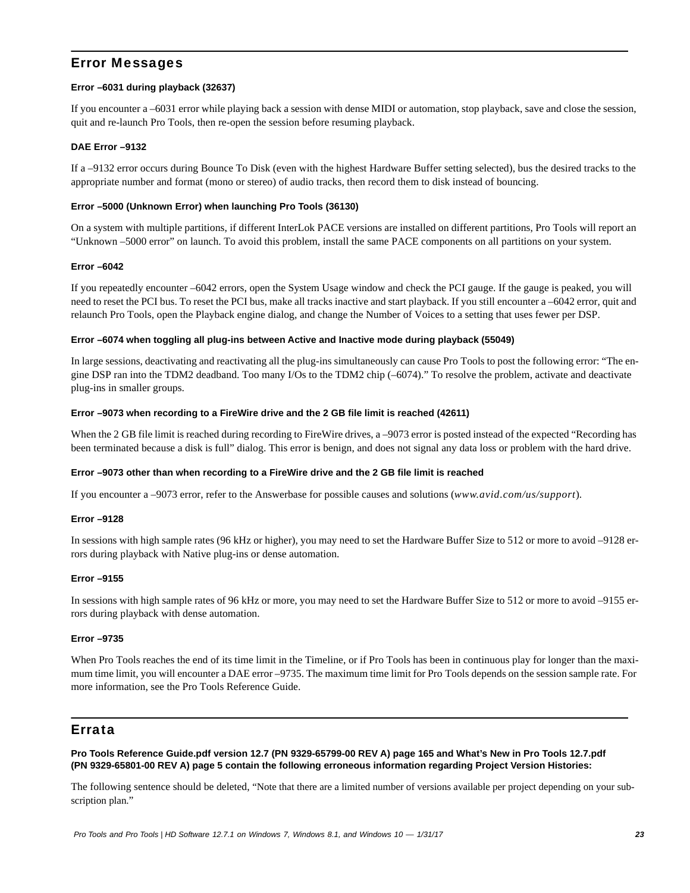## Error Messages

### Error –6031 during playback (32637)

If you encounter a –6031 error while playing back a session with dense MIDI or automation, stop playback, save and close the session, quit and re-launch Pro Tools, then re-open the session before resuming playback.

### DAE Error –9132

If a –9132 error occurs during Bounce To Disk (even with the highest Hardware Buffer setting selected), bus the desired tracks to the appropriate number and format (mono or stereo) of audio tracks, then record them to disk instead of bouncing.

### Error –5000 (Unknown Error) when launching Pro Tools (36130)

On a system with multiple partitions, if different InterLok PACE versions are installed on different partitions, Pro Tools will report an "Unknown –5000 error" on launch. To avoid this problem, install the same PACE components on all partitions on your system.

### Error –6042

If you repeatedly encounter –6042 errors, open the System Usage window and check the PCI gauge. If the gauge is peaked, you will need to reset the PCI bus. To reset the PCI bus, make all tracks inactive and start playback. If you still encounter a –6042 error, quit and relaunch Pro Tools, open the Playback engine dialog, and change the Number of Voices to a setting that uses fewer per DSP.

### Error –6074 when toggling all plug-ins between Active and Inactive mode during playback (55049)

In large sessions, deactivating and reactivating all the plug-ins simultaneously can cause Pro Tools to post the following error: "The engine DSP ran into the TDM2 deadband. Too many I/Os to the TDM2 chip (–6074)." To resolve the problem, activate and deactivate plug-ins in smaller groups.

### Error –9073 when recording to a FireWire drive and the 2 GB file limit is reached (42611)

When the 2 GB file limit is reached during recording to FireWire drives, a –9073 error is posted instead of the expected "Recording has been terminated because a disk is full" dialog. This error is benign, and does not signal any data loss or problem with the hard drive.

### Error –9073 other than when recording to a FireWire drive and the 2 GB file limit is reached

If you encounter a –9073 error, refer to the Answerbase for possible causes and solutions (*www.avid.com/us/support*).

### Error –9128

In sessions with high sample rates (96 kHz or higher), you may need to set the Hardware Buffer Size to 512 or more to avoid –9128 errors during playback with Native plug-ins or dense automation.

### Error –9155

In sessions with high sample rates of 96 kHz or more, you may need to set the Hardware Buffer Size to 512 or more to avoid –9155 errors during playback with dense automation.

### Error –9735

When Pro Tools reaches the end of its time limit in the Timeline, or if Pro Tools has been in continuous play for longer than the maximum time limit, you will encounter a DAE error –9735. The maximum time limit for Pro Tools depends on the session sample rate. For more information, see the Pro Tools Reference Guide.

## Errata

### Pro Tools Reference Guide.pdf version 12.7 (PN 9329-65799-00 REV A) page 165 and What's New in Pro Tools 12.7.pdf (PN 9329-65801-00 REV A) page 5 contain the following erroneous information regarding Project Version Histories:

The following sentence should be deleted, "Note that there are a limited number of versions available per project depending on your subscription plan."